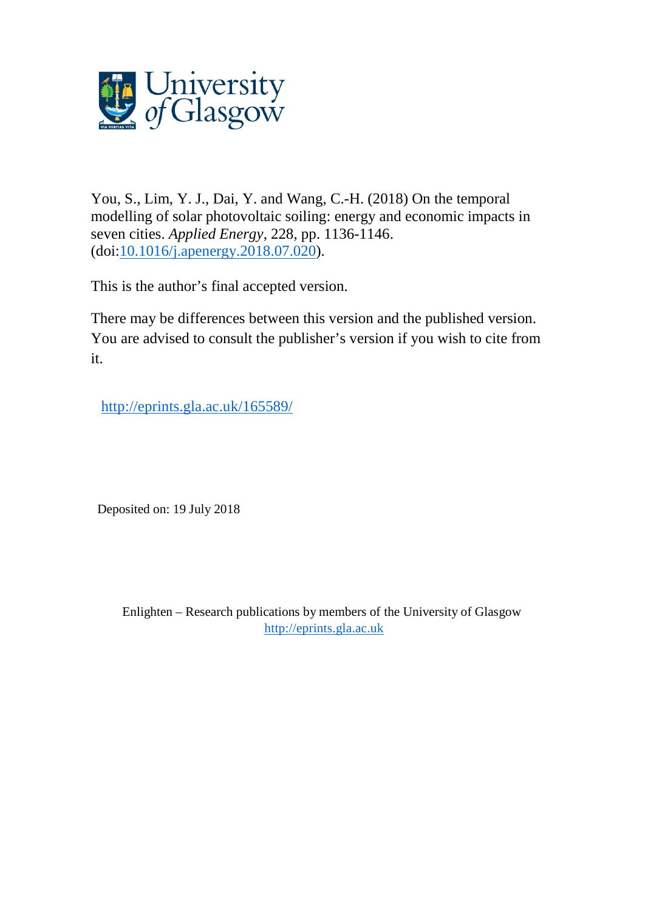University of Glasgow

You, S., Lim, Y. J., Dai, Y. and Wang, C.-H. (2018) On the temporal modelling of solar photovoltaic soiling: energy and economic impacts in seven cities. *Applied Energy*, 228, pp. 1136-1146. (doi:10.1016/j.apenergy.2018.07.020).

This is the author's final accepted version.

There may be differences between this version and the published version. You are advised to consult the publisher's version if you wish to cite from it.

http://eprints.gla.ac.uk/165589/

Deposited on: 19 July 2018

Enlighten – Research publications by members of the University of Glasgow
http://eprints.gla.ac.uk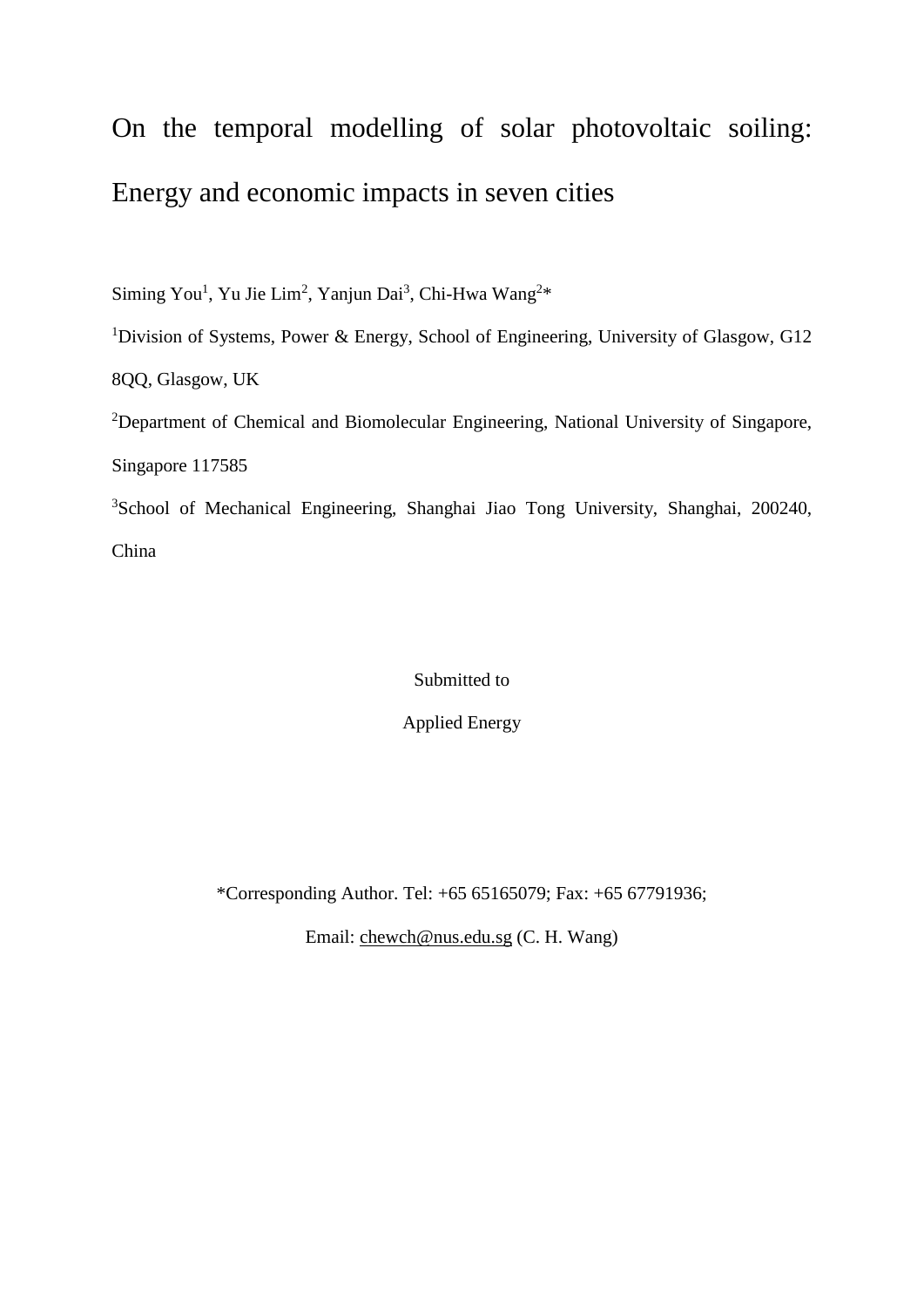# On the temporal modelling of solar photovoltaic soiling: Energy and economic impacts in seven cities

Siming You[1], Yu Jie Lim[2], Yanjun Dai[3], Chi-Hwa Wang[2]*

[1]Division of Systems, Power & Energy, School of Engineering, University of Glasgow, G12 8QQ, Glasgow, UK

[2]Department of Chemical and Biomolecular Engineering, National University of Singapore, Singapore 117585

[3]School of Mechanical Engineering, Shanghai Jiao Tong University, Shanghai, 200240, China

Submitted to

Applied Energy

*Corresponding Author. Tel: +65 65165079; Fax: +65 67791936;

Email: chewch@nus.edu.sg (C. H. Wang)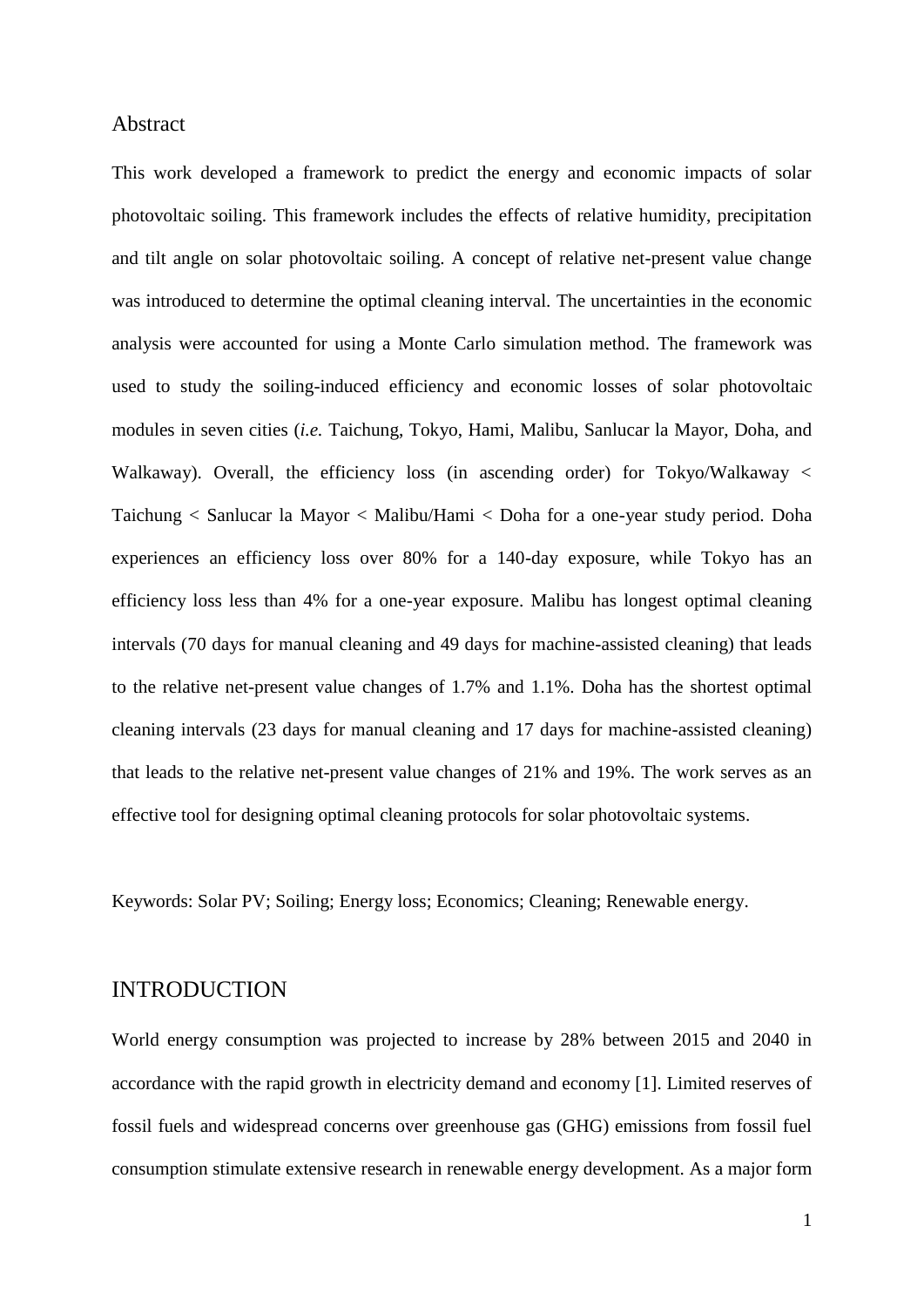## Abstract

This work developed a framework to predict the energy and economic impacts of solar photovoltaic soiling. This framework includes the effects of relative humidity, precipitation and tilt angle on solar photovoltaic soiling. A concept of relative net-present value change was introduced to determine the optimal cleaning interval. The uncertainties in the economic analysis were accounted for using a Monte Carlo simulation method. The framework was used to study the soiling-induced efficiency and economic losses of solar photovoltaic modules in seven cities (*i.e.* Taichung, Tokyo, Hami, Malibu, Sanlucar la Mayor, Doha, and Walkaway). Overall, the efficiency loss (in ascending order) for Tokyo/Walkaway < Taichung < Sanlucar la Mayor < Malibu/Hami < Doha for a one-year study period. Doha experiences an efficiency loss over 80% for a 140-day exposure, while Tokyo has an efficiency loss less than 4% for a one-year exposure. Malibu has longest optimal cleaning intervals (70 days for manual cleaning and 49 days for machine-assisted cleaning) that leads to the relative net-present value changes of 1.7% and 1.1%. Doha has the shortest optimal cleaning intervals (23 days for manual cleaning and 17 days for machine-assisted cleaning) that leads to the relative net-present value changes of 21% and 19%. The work serves as an effective tool for designing optimal cleaning protocols for solar photovoltaic systems.

Keywords: Solar PV; Soiling; Energy loss; Economics; Cleaning; Renewable energy.

## INTRODUCTION

World energy consumption was projected to increase by 28% between 2015 and 2040 in accordance with the rapid growth in electricity demand and economy [1]. Limited reserves of fossil fuels and widespread concerns over greenhouse gas (GHG) emissions from fossil fuel consumption stimulate extensive research in renewable energy development. As a major form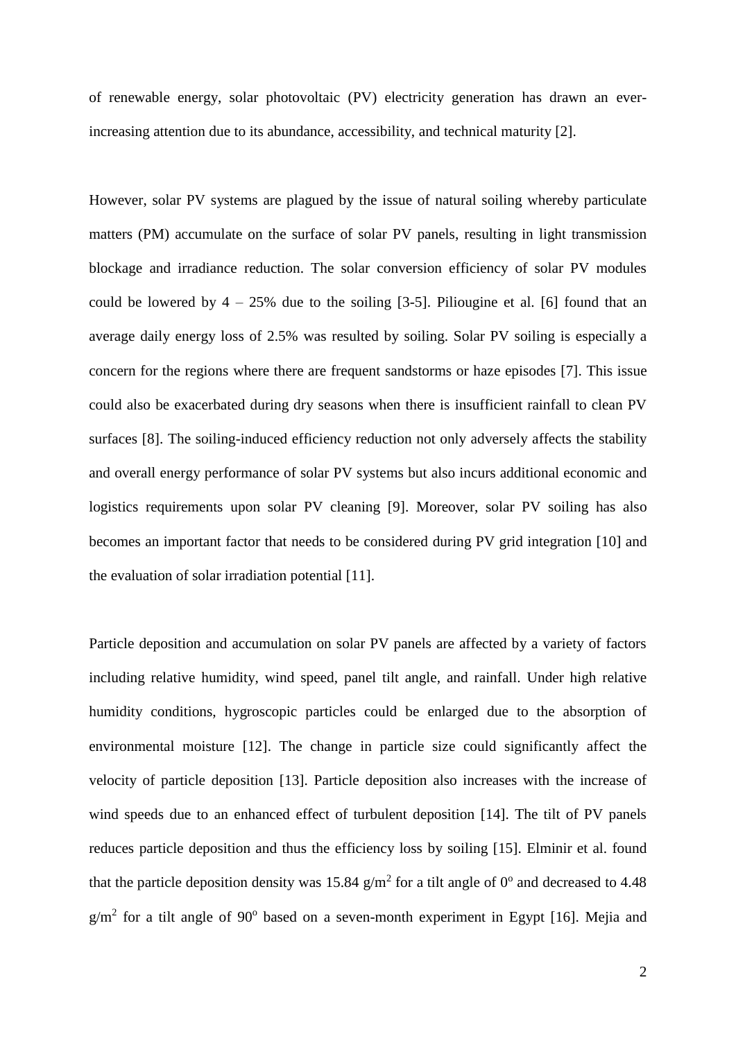of renewable energy, solar photovoltaic (PV) electricity generation has drawn an ever-increasing attention due to its abundance, accessibility, and technical maturity [2].

However, solar PV systems are plagued by the issue of natural soiling whereby particulate matters (PM) accumulate on the surface of solar PV panels, resulting in light transmission blockage and irradiance reduction. The solar conversion efficiency of solar PV modules could be lowered by 4 – 25% due to the soiling [3-5]. Piliougine et al. [6] found that an average daily energy loss of 2.5% was resulted by soiling. Solar PV soiling is especially a concern for the regions where there are frequent sandstorms or haze episodes [7]. This issue could also be exacerbated during dry seasons when there is insufficient rainfall to clean PV surfaces [8]. The soiling-induced efficiency reduction not only adversely affects the stability and overall energy performance of solar PV systems but also incurs additional economic and logistics requirements upon solar PV cleaning [9]. Moreover, solar PV soiling has also becomes an important factor that needs to be considered during PV grid integration [10] and the evaluation of solar irradiation potential [11].

Particle deposition and accumulation on solar PV panels are affected by a variety of factors including relative humidity, wind speed, panel tilt angle, and rainfall. Under high relative humidity conditions, hygroscopic particles could be enlarged due to the absorption of environmental moisture [12]. The change in particle size could significantly affect the velocity of particle deposition [13]. Particle deposition also increases with the increase of wind speeds due to an enhanced effect of turbulent deposition [14]. The tilt of PV panels reduces particle deposition and thus the efficiency loss by soiling [15]. Elminir et al. found that the particle deposition density was 15.84 $g/m^2$ for a tilt angle of $0^o$ and decreased to 4.48 $g/m^2$ for a tilt angle of $90^o$ based on a seven-month experiment in Egypt [16]. Mejia and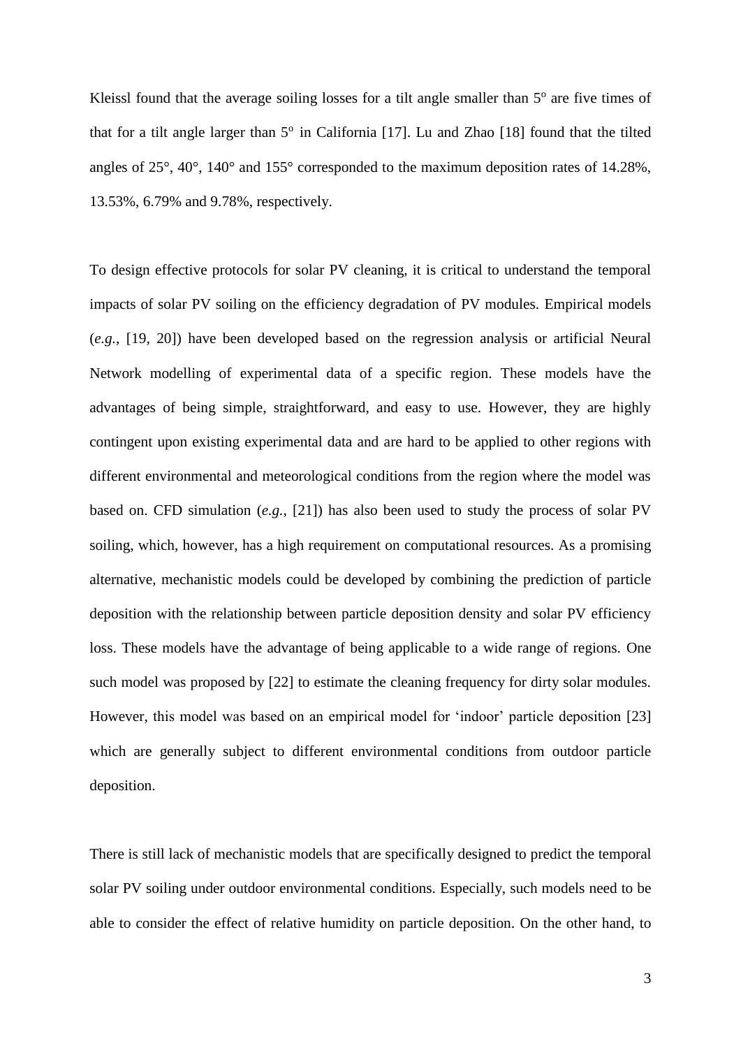Kleissl found that the average soiling losses for a tilt angle smaller than $5^o$ are five times of that for a tilt angle larger than $5^o$ in California [17]. Lu and Zhao [18] found that the tilted angles of 25°, 40°, 140° and 155° corresponded to the maximum deposition rates of 14.28%, 13.53%, 6.79% and 9.78%, respectively.

To design effective protocols for solar PV cleaning, it is critical to understand the temporal impacts of solar PV soiling on the efficiency degradation of PV modules. Empirical models (*e.g.*, [19, 20]) have been developed based on the regression analysis or artificial Neural Network modelling of experimental data of a specific region. These models have the advantages of being simple, straightforward, and easy to use. However, they are highly contingent upon existing experimental data and are hard to be applied to other regions with different environmental and meteorological conditions from the region where the model was based on. CFD simulation (*e.g.*, [21]) has also been used to study the process of solar PV soiling, which, however, has a high requirement on computational resources. As a promising alternative, mechanistic models could be developed by combining the prediction of particle deposition with the relationship between particle deposition density and solar PV efficiency loss. These models have the advantage of being applicable to a wide range of regions. One such model was proposed by [22] to estimate the cleaning frequency for dirty solar modules. However, this model was based on an empirical model for 'indoor' particle deposition [23] which are generally subject to different environmental conditions from outdoor particle deposition.

There is still lack of mechanistic models that are specifically designed to predict the temporal solar PV soiling under outdoor environmental conditions. Especially, such models need to be able to consider the effect of relative humidity on particle deposition. On the other hand, to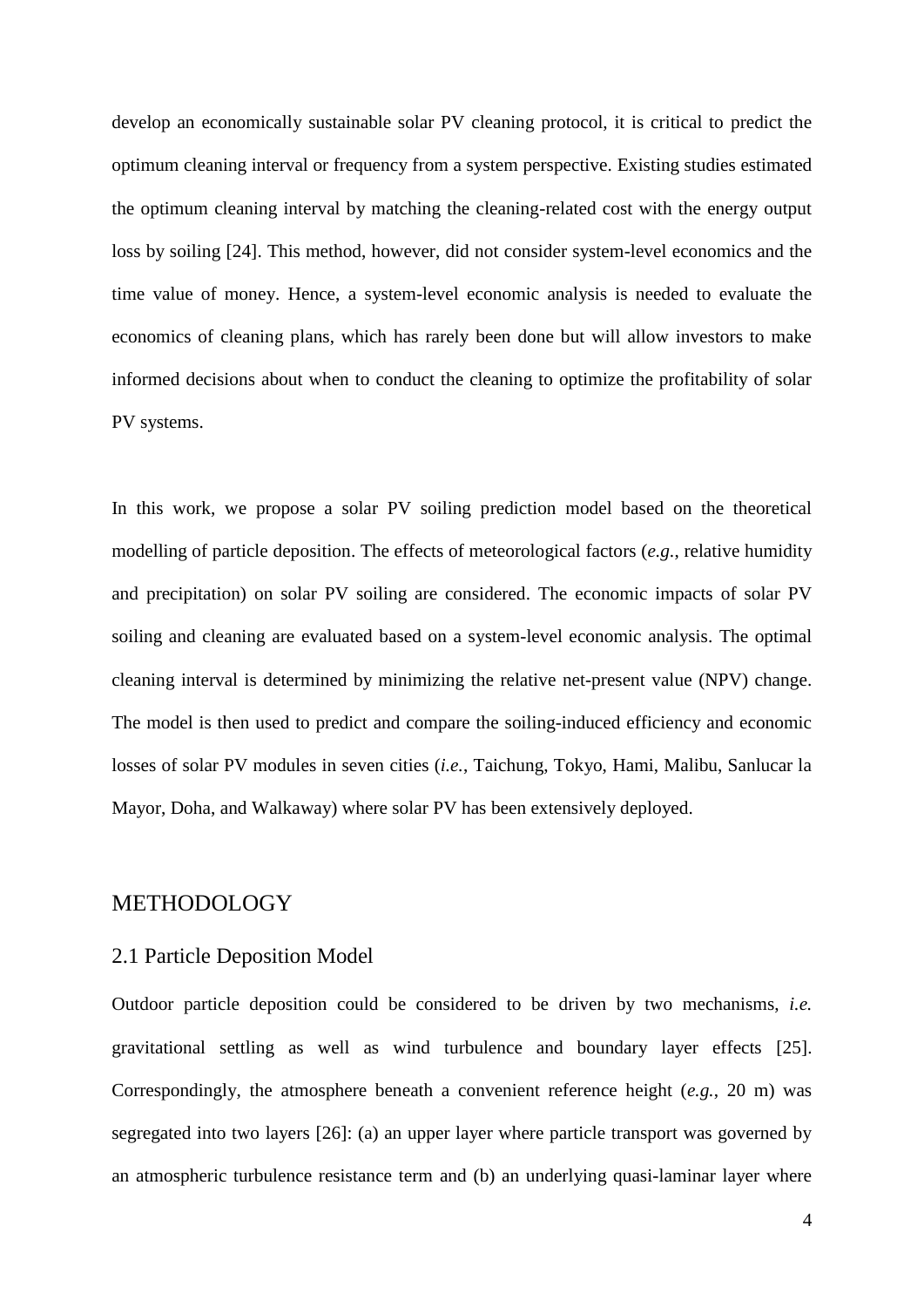develop an economically sustainable solar PV cleaning protocol, it is critical to predict the optimum cleaning interval or frequency from a system perspective. Existing studies estimated the optimum cleaning interval by matching the cleaning-related cost with the energy output loss by soiling [24]. This method, however, did not consider system-level economics and the time value of money. Hence, a system-level economic analysis is needed to evaluate the economics of cleaning plans, which has rarely been done but will allow investors to make informed decisions about when to conduct the cleaning to optimize the profitability of solar PV systems.

In this work, we propose a solar PV soiling prediction model based on the theoretical modelling of particle deposition. The effects of meteorological factors (*e.g.*, relative humidity and precipitation) on solar PV soiling are considered. The economic impacts of solar PV soiling and cleaning are evaluated based on a system-level economic analysis. The optimal cleaning interval is determined by minimizing the relative net-present value (NPV) change. The model is then used to predict and compare the soiling-induced efficiency and economic losses of solar PV modules in seven cities (*i.e.*, Taichung, Tokyo, Hami, Malibu, Sanlucar la Mayor, Doha, and Walkaway) where solar PV has been extensively deployed.

# METHODOLOGY

## 2.1 Particle Deposition Model

Outdoor particle deposition could be considered to be driven by two mechanisms, *i.e.* gravitational settling as well as wind turbulence and boundary layer effects [25]. Correspondingly, the atmosphere beneath a convenient reference height (*e.g.*, 20 m) was segregated into two layers [26]: (a) an upper layer where particle transport was governed by an atmospheric turbulence resistance term and (b) an underlying quasi-laminar layer where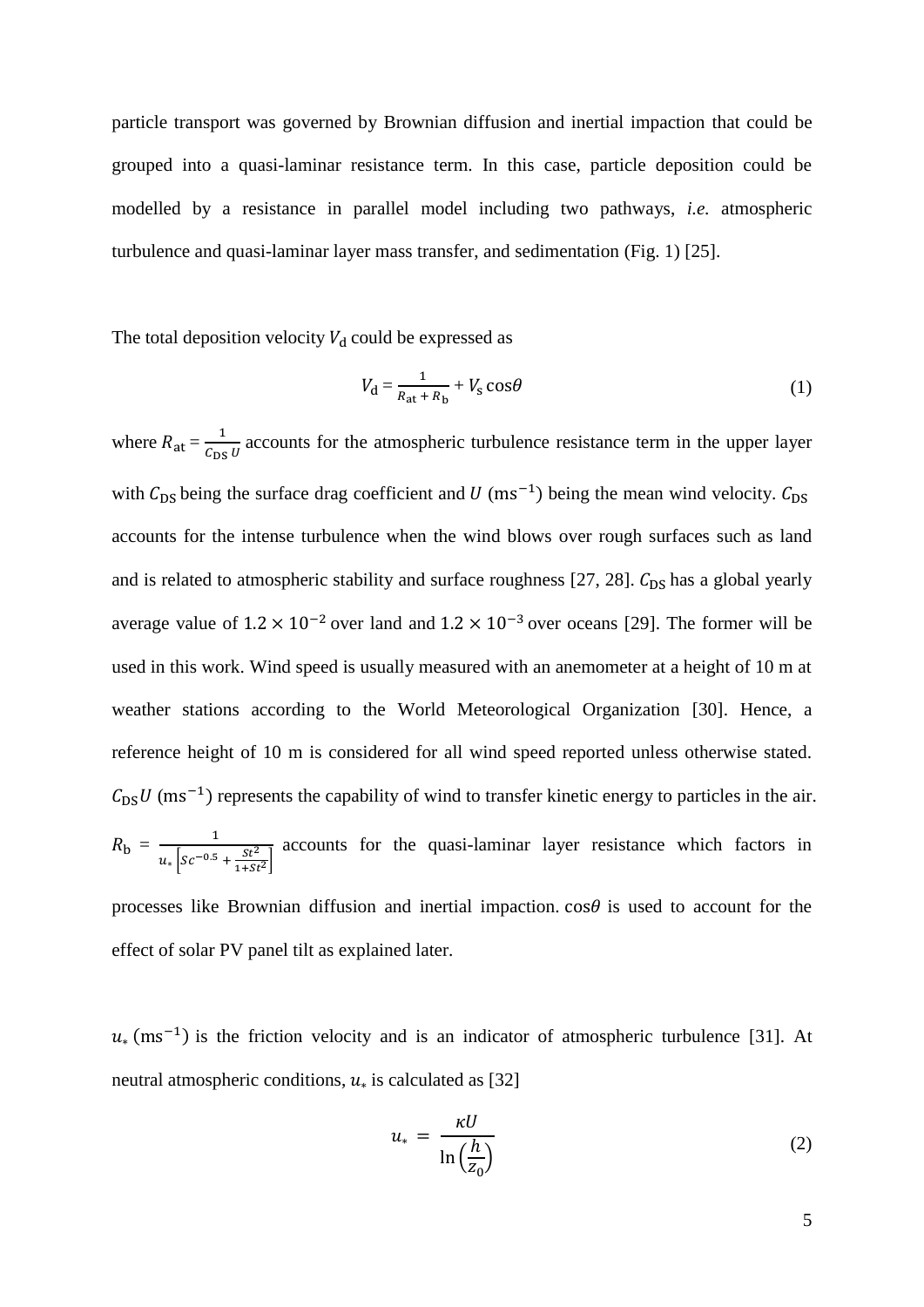particle transport was governed by Brownian diffusion and inertial impaction that could be grouped into a quasi-laminar resistance term. In this case, particle deposition could be modelled by a resistance in parallel model including two pathways, *i.e.* atmospheric turbulence and quasi-laminar layer mass transfer, and sedimentation (Fig. 1) [25].

The total deposition velocity $V_\mathrm{d}$ could be expressed as

$$V_\mathrm{d} = \frac{1}{R_\mathrm{at} + R_\mathrm{b}} + V_\mathrm{s}\cos\theta \tag{1}$$

where $R_\mathrm{at} = \frac{1}{C_\mathrm{DS}\,U}$ accounts for the atmospheric turbulence resistance term in the upper layer with $C_\mathrm{DS}$ being the surface drag coefficient and $U$ ($\mathrm{ms^{-1}}$) being the mean wind velocity. $C_\mathrm{DS}$ accounts for the intense turbulence when the wind blows over rough surfaces such as land and is related to atmospheric stability and surface roughness [27, 28]. $C_\mathrm{DS}$ has a global yearly average value of $1.2 \times 10^{-2}$ over land and $1.2 \times 10^{-3}$ over oceans [29]. The former will be used in this work. Wind speed is usually measured with an anemometer at a height of 10 m at weather stations according to the World Meteorological Organization [30]. Hence, a reference height of 10 m is considered for all wind speed reported unless otherwise stated. $C_\mathrm{DS}U$ ($\mathrm{ms^{-1}}$) represents the capability of wind to transfer kinetic energy to particles in the air. $R_\mathrm{b} = \frac{1}{u_*\left[Sc^{-0.5} + \frac{St^2}{1+St^2}\right]}$ accounts for the quasi-laminar layer resistance which factors in processes like Brownian diffusion and inertial impaction. $\cos\theta$ is used to account for the effect of solar PV panel tilt as explained later.

$u_*$ ($\mathrm{ms^{-1}}$) is the friction velocity and is an indicator of atmospheric turbulence [31]. At neutral atmospheric conditions, $u_*$ is calculated as [32]

$$u_* = \frac{\kappa U}{\ln\left(\frac{h}{z_0}\right)} \tag{2}$$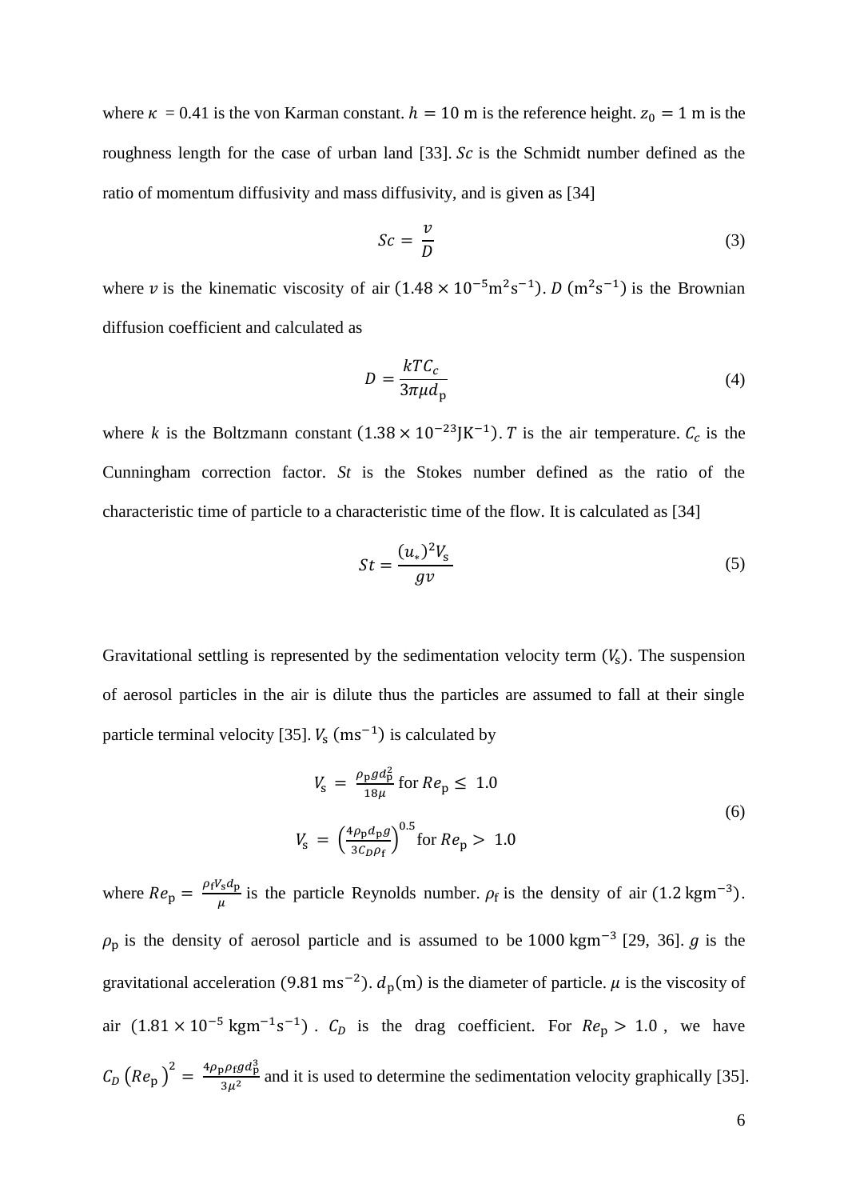where $\kappa$ = 0.41 is the von Karman constant. $h = 10$ m is the reference height. $z_0 = 1$ m is the roughness length for the case of urban land [33]. $Sc$ is the Schmidt number defined as the ratio of momentum diffusivity and mass diffusivity, and is given as [34]

$$Sc = \frac{v}{D} \tag{3}$$

where $v$ is the kinematic viscosity of air $(1.48 \times 10^{-5}\text{m}^2\text{s}^{-1})$. $D$ $(\text{m}^2\text{s}^{-1})$ is the Brownian diffusion coefficient and calculated as

$$D = \frac{kTC_c}{3\pi\mu d_\text{p}} \tag{4}$$

where $k$ is the Boltzmann constant $(1.38 \times 10^{-23}\text{JK}^{-1})$. $T$ is the air temperature. $C_c$ is the Cunningham correction factor. *St* is the Stokes number defined as the ratio of the characteristic time of particle to a characteristic time of the flow. It is calculated as [34]

$$St = \frac{(u_*)^2 V_\text{s}}{gv} \tag{5}$$

Gravitational settling is represented by the sedimentation velocity term ($V_\text{s}$). The suspension of aerosol particles in the air is dilute thus the particles are assumed to fall at their single particle terminal velocity [35]. $V_\text{s}$ $(\text{ms}^{-1})$ is calculated by

$$\begin{aligned} V_\text{s} &= \frac{\rho_\text{p} g d_\text{p}^2}{18\mu} \text{ for } Re_\text{p} \leq 1.0 \\ V_\text{s} &= \left(\frac{4\rho_\text{p} d_\text{p} g}{3C_D \rho_\text{f}}\right)^{0.5} \text{for } Re_\text{p} > 1.0 \end{aligned} \tag{6}$$

where $Re_\text{p} = \frac{\rho_\text{f} V_\text{s} d_\text{p}}{\mu}$ is the particle Reynolds number. $\rho_\text{f}$ is the density of air $(1.2\,\text{kgm}^{-3})$. $\rho_\text{p}$ is the density of aerosol particle and is assumed to be $1000\,\text{kgm}^{-3}$ [29, 36]. $g$ is the gravitational acceleration $(9.81\,\text{ms}^{-2})$. $d_\text{p}(\text{m})$ is the diameter of particle. $\mu$ is the viscosity of air $(1.81 \times 10^{-5}\,\text{kgm}^{-1}\text{s}^{-1})$. $C_D$ is the drag coefficient. For $Re_\text{p} > 1.0$, we have $C_D\left(Re_\text{p}\right)^2 = \frac{4\rho_\text{p}\rho_\text{f} g d_\text{p}^3}{3\mu^2}$ and it is used to determine the sedimentation velocity graphically [35].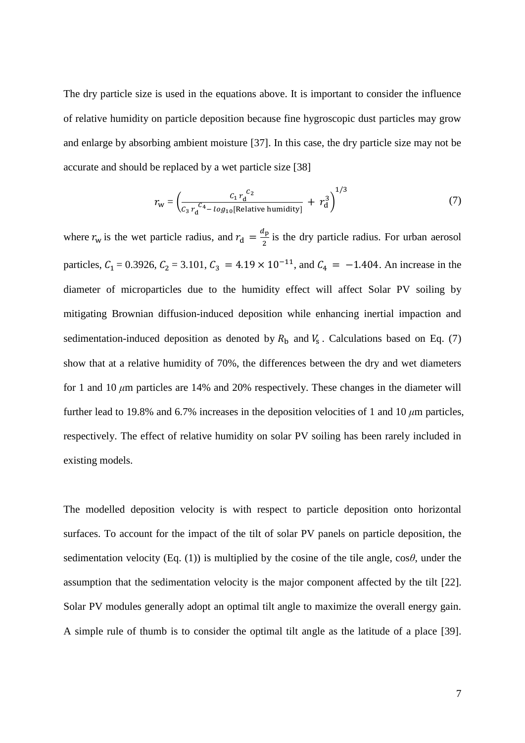The dry particle size is used in the equations above. It is important to consider the influence of relative humidity on particle deposition because fine hygroscopic dust particles may grow and enlarge by absorbing ambient moisture [37]. In this case, the dry particle size may not be accurate and should be replaced by a wet particle size [38]

$$r_{\mathrm{w}} = \left(\frac{C_1\, r_{\mathrm{d}}^{\,C_2}}{C_3\, r_{\mathrm{d}}^{\,C_4} - log_{10}[\text{Relative humidity}]} + r_{\mathrm{d}}^3\right)^{1/3} \tag{7}$$

where $r_{\mathrm{w}}$ is the wet particle radius, and $r_{\mathrm{d}} = \frac{d_{\mathrm{p}}}{2}$ is the dry particle radius. For urban aerosol particles, $C_1$ = 0.3926, $C_2$ = 3.101, $C_3 = 4.19 \times 10^{-11}$, and $C_4 = -1.404$. An increase in the diameter of microparticles due to the humidity effect will affect Solar PV soiling by mitigating Brownian diffusion-induced deposition while enhancing inertial impaction and sedimentation-induced deposition as denoted by $R_{\mathrm{b}}$ and $V_{\mathrm{s}}$. Calculations based on Eq. (7) show that at a relative humidity of 70%, the differences between the dry and wet diameters for 1 and 10 $\mu$m particles are 14% and 20% respectively. These changes in the diameter will further lead to 19.8% and 6.7% increases in the deposition velocities of 1 and 10 $\mu$m particles, respectively. The effect of relative humidity on solar PV soiling has been rarely included in existing models.

The modelled deposition velocity is with respect to particle deposition onto horizontal surfaces. To account for the impact of the tilt of solar PV panels on particle deposition, the sedimentation velocity (Eq. (1)) is multiplied by the cosine of the tile angle, cos$\theta$, under the assumption that the sedimentation velocity is the major component affected by the tilt [22]. Solar PV modules generally adopt an optimal tilt angle to maximize the overall energy gain. A simple rule of thumb is to consider the optimal tilt angle as the latitude of a place [39].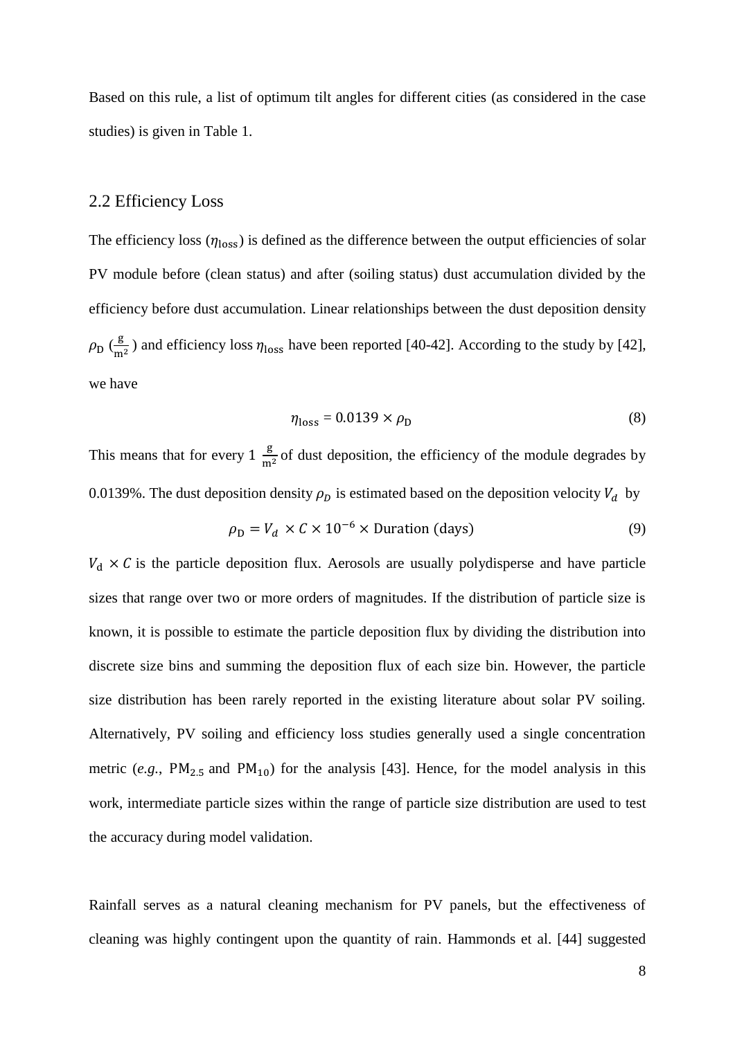Based on this rule, a list of optimum tilt angles for different cities (as considered in the case studies) is given in Table 1.

## 2.2 Efficiency Loss

The efficiency loss ($\eta_{\text{loss}}$) is defined as the difference between the output efficiencies of solar PV module before (clean status) and after (soiling status) dust accumulation divided by the efficiency before dust accumulation. Linear relationships between the dust deposition density $\rho_{\text{D}}$ ($\frac{\text{g}}{\text{m}^2}$) and efficiency loss $\eta_{\text{loss}}$ have been reported [40-42]. According to the study by [42], we have

$$\eta_{\text{loss}} = 0.0139 \times \rho_{\text{D}} \tag{8}$$

This means that for every 1 $\frac{\text{g}}{\text{m}^2}$ of dust deposition, the efficiency of the module degrades by 0.0139%. The dust deposition density $\rho_D$ is estimated based on the deposition velocity $V_d$ by

$$\rho_{\text{D}} = V_d \times C \times 10^{-6} \times \text{Duration (days)} \tag{9}$$

$V_{\text{d}} \times C$ is the particle deposition flux. Aerosols are usually polydisperse and have particle sizes that range over two or more orders of magnitudes. If the distribution of particle size is known, it is possible to estimate the particle deposition flux by dividing the distribution into discrete size bins and summing the deposition flux of each size bin. However, the particle size distribution has been rarely reported in the existing literature about solar PV soiling. Alternatively, PV soiling and efficiency loss studies generally used a single concentration metric (*e.g.*, $\text{PM}_{2.5}$ and $\text{PM}_{10}$) for the analysis [43]. Hence, for the model analysis in this work, intermediate particle sizes within the range of particle size distribution are used to test the accuracy during model validation.

Rainfall serves as a natural cleaning mechanism for PV panels, but the effectiveness of cleaning was highly contingent upon the quantity of rain. Hammonds et al. [44] suggested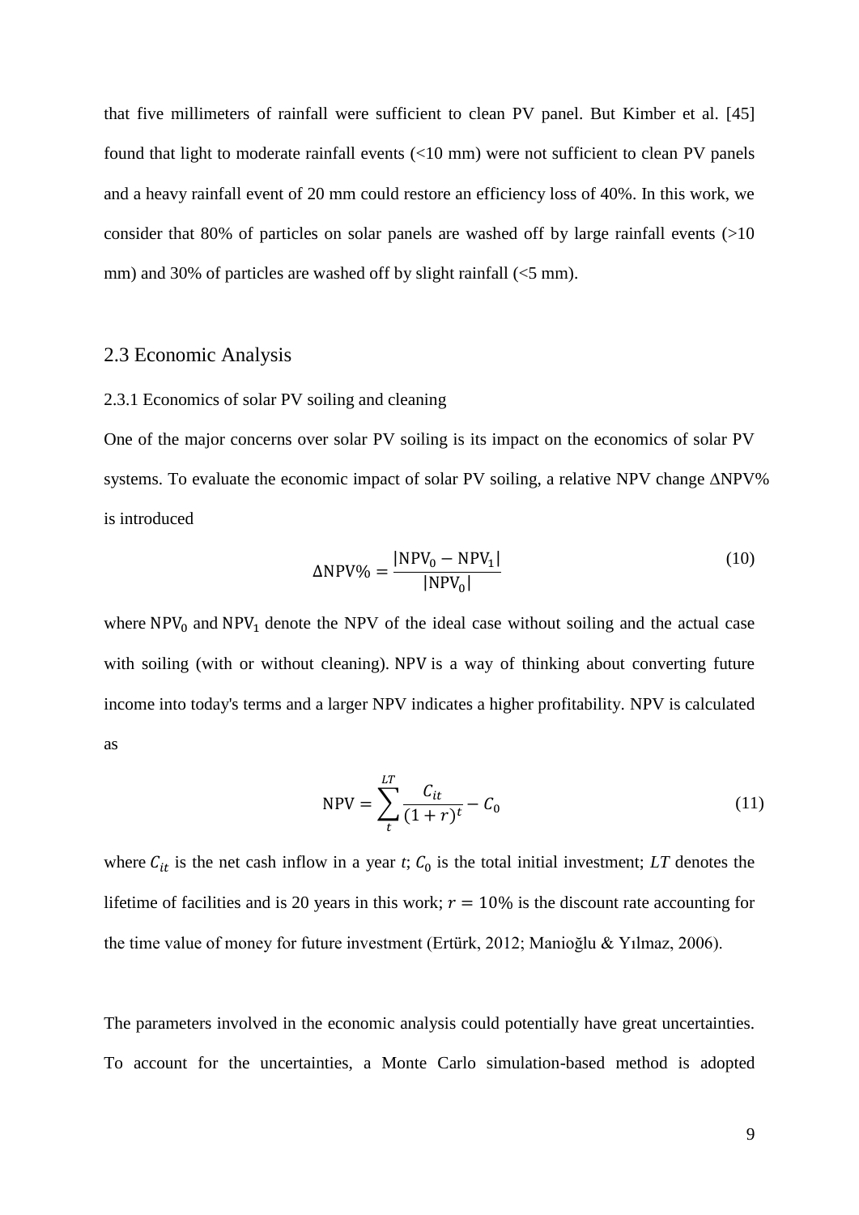that five millimeters of rainfall were sufficient to clean PV panel. But Kimber et al. [45] found that light to moderate rainfall events (<10 mm) were not sufficient to clean PV panels and a heavy rainfall event of 20 mm could restore an efficiency loss of 40%. In this work, we consider that 80% of particles on solar panels are washed off by large rainfall events (>10 mm) and 30% of particles are washed off by slight rainfall (<5 mm).

## 2.3 Economic Analysis

### 2.3.1 Economics of solar PV soiling and cleaning

One of the major concerns over solar PV soiling is its impact on the economics of solar PV systems. To evaluate the economic impact of solar PV soiling, a relative NPV change ΔNPV% is introduced

$$\Delta \text{NPV\%} = \frac{|\text{NPV}_0 - \text{NPV}_1|}{|\text{NPV}_0|} \tag{10}$$

where $\text{NPV}_0$ and $\text{NPV}_1$ denote the NPV of the ideal case without soiling and the actual case with soiling (with or without cleaning). NPV is a way of thinking about converting future income into today's terms and a larger NPV indicates a higher profitability. NPV is calculated as

$$\text{NPV} = \sum_{t}^{LT} \frac{C_{it}}{(1+r)^t} - C_0 \tag{11}$$

where $C_{it}$ is the net cash inflow in a year *t*; $C_0$ is the total initial investment; $LT$ denotes the lifetime of facilities and is 20 years in this work; $r = 10\%$ is the discount rate accounting for the time value of money for future investment (Ertürk, 2012; Manioğlu & Yılmaz, 2006).

The parameters involved in the economic analysis could potentially have great uncertainties. To account for the uncertainties, a Monte Carlo simulation-based method is adopted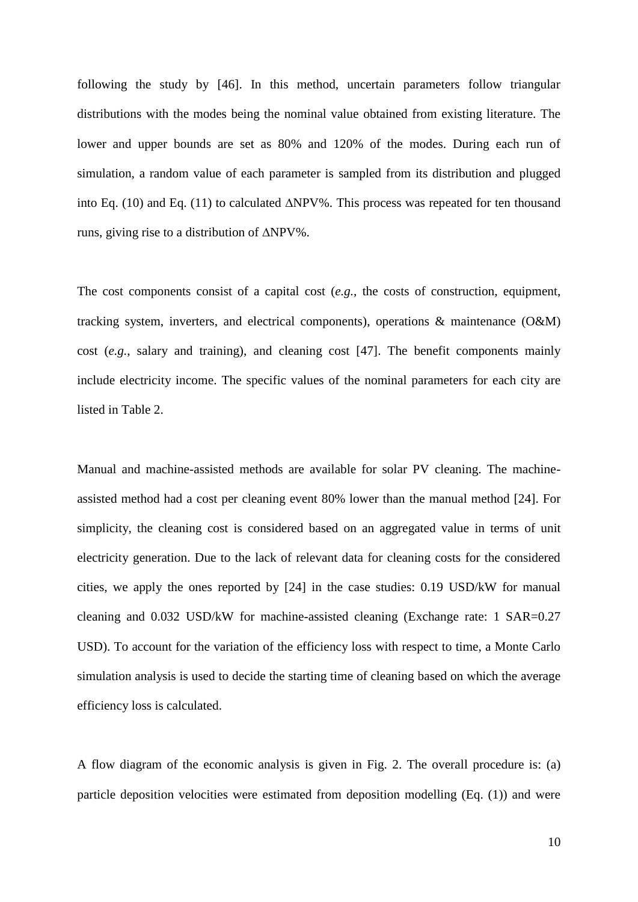following the study by [46]. In this method, uncertain parameters follow triangular distributions with the modes being the nominal value obtained from existing literature. The lower and upper bounds are set as 80% and 120% of the modes. During each run of simulation, a random value of each parameter is sampled from its distribution and plugged into Eq. (10) and Eq. (11) to calculated $\Delta$NPV%. This process was repeated for ten thousand runs, giving rise to a distribution of $\Delta$NPV%.

The cost components consist of a capital cost (*e.g.*, the costs of construction, equipment, tracking system, inverters, and electrical components), operations & maintenance (O&M) cost (*e.g.*, salary and training), and cleaning cost [47]. The benefit components mainly include electricity income. The specific values of the nominal parameters for each city are listed in Table 2.

Manual and machine-assisted methods are available for solar PV cleaning. The machine-assisted method had a cost per cleaning event 80% lower than the manual method [24]. For simplicity, the cleaning cost is considered based on an aggregated value in terms of unit electricity generation. Due to the lack of relevant data for cleaning costs for the considered cities, we apply the ones reported by [24] in the case studies: 0.19 USD/kW for manual cleaning and 0.032 USD/kW for machine-assisted cleaning (Exchange rate: 1 SAR=0.27 USD). To account for the variation of the efficiency loss with respect to time, a Monte Carlo simulation analysis is used to decide the starting time of cleaning based on which the average efficiency loss is calculated.

A flow diagram of the economic analysis is given in Fig. 2. The overall procedure is: (a) particle deposition velocities were estimated from deposition modelling (Eq. (1)) and were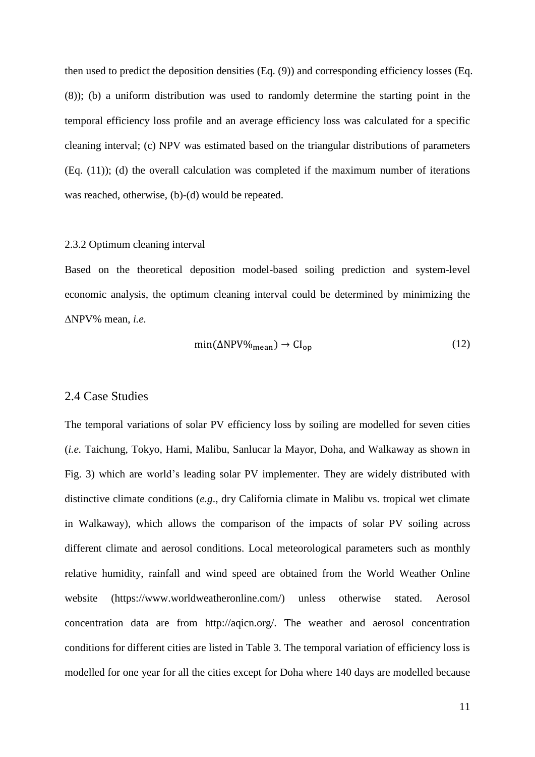then used to predict the deposition densities (Eq. (9)) and corresponding efficiency losses (Eq. (8)); (b) a uniform distribution was used to randomly determine the starting point in the temporal efficiency loss profile and an average efficiency loss was calculated for a specific cleaning interval; (c) NPV was estimated based on the triangular distributions of parameters (Eq. (11)); (d) the overall calculation was completed if the maximum number of iterations was reached, otherwise, (b)-(d) would be repeated.

### 2.3.2 Optimum cleaning interval

Based on the theoretical deposition model-based soiling prediction and system-level economic analysis, the optimum cleaning interval could be determined by minimizing the ΔNPV% mean, *i.e.*

$$\min(\Delta\mathrm{NPV\%_{mean}}) \rightarrow \mathrm{CI_{op}} \tag{12}$$

## 2.4 Case Studies

The temporal variations of solar PV efficiency loss by soiling are modelled for seven cities (*i.e.* Taichung, Tokyo, Hami, Malibu, Sanlucar la Mayor, Doha, and Walkaway as shown in Fig. 3) which are world's leading solar PV implementer. They are widely distributed with distinctive climate conditions (*e.g.*, dry California climate in Malibu vs. tropical wet climate in Walkaway), which allows the comparison of the impacts of solar PV soiling across different climate and aerosol conditions. Local meteorological parameters such as monthly relative humidity, rainfall and wind speed are obtained from the World Weather Online website (https://www.worldweatheronline.com/) unless otherwise stated. Aerosol concentration data are from http://aqicn.org/. The weather and aerosol concentration conditions for different cities are listed in Table 3. The temporal variation of efficiency loss is modelled for one year for all the cities except for Doha where 140 days are modelled because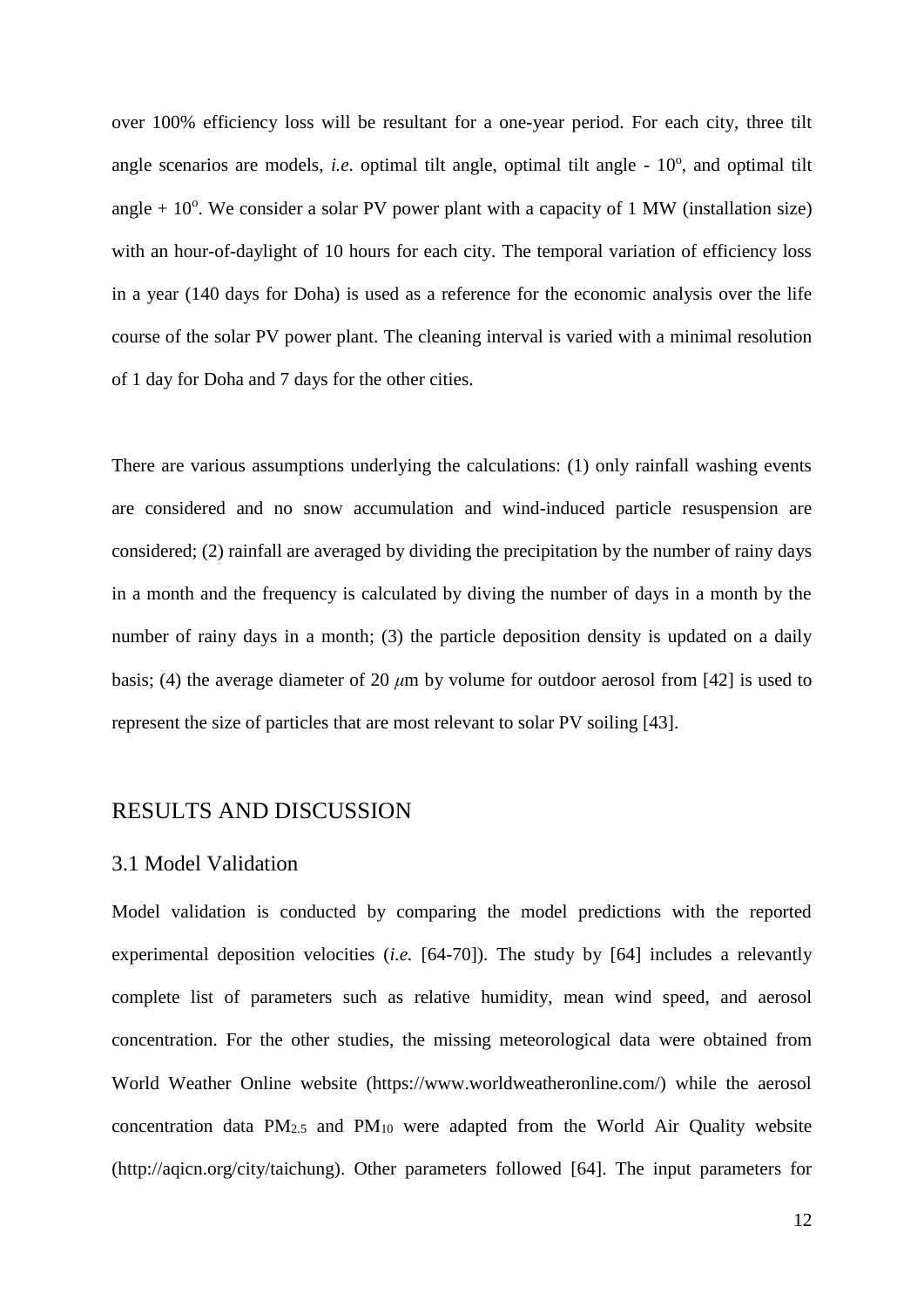over 100% efficiency loss will be resultant for a one-year period. For each city, three tilt angle scenarios are models, *i.e*. optimal tilt angle, optimal tilt angle - $10^o$, and optimal tilt angle + $10^o$. We consider a solar PV power plant with a capacity of 1 MW (installation size) with an hour-of-daylight of 10 hours for each city. The temporal variation of efficiency loss in a year (140 days for Doha) is used as a reference for the economic analysis over the life course of the solar PV power plant. The cleaning interval is varied with a minimal resolution of 1 day for Doha and 7 days for the other cities.

There are various assumptions underlying the calculations: (1) only rainfall washing events are considered and no snow accumulation and wind-induced particle resuspension are considered; (2) rainfall are averaged by dividing the precipitation by the number of rainy days in a month and the frequency is calculated by diving the number of days in a month by the number of rainy days in a month; (3) the particle deposition density is updated on a daily basis; (4) the average diameter of 20 $\mu$m by volume for outdoor aerosol from [42] is used to represent the size of particles that are most relevant to solar PV soiling [43].

# RESULTS AND DISCUSSION

## 3.1 Model Validation

Model validation is conducted by comparing the model predictions with the reported experimental deposition velocities (*i.e.* [64-70]). The study by [64] includes a relevantly complete list of parameters such as relative humidity, mean wind speed, and aerosol concentration. For the other studies, the missing meteorological data were obtained from World Weather Online website (https://www.worldweatheronline.com/) while the aerosol concentration data $PM_{2.5}$ and $PM_{10}$ were adapted from the World Air Quality website (http://aqicn.org/city/taichung). Other parameters followed [64]. The input parameters for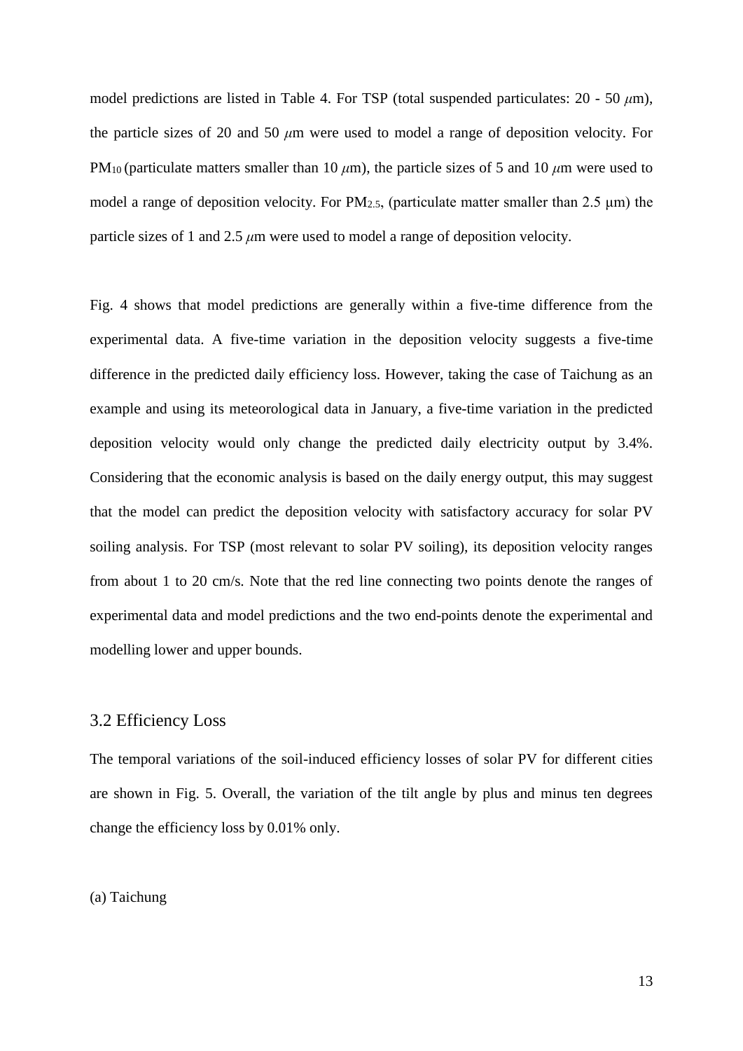model predictions are listed in Table 4. For TSP (total suspended particulates: 20 - 50 $\mu$m), the particle sizes of 20 and 50 $\mu$m were used to model a range of deposition velocity. For $PM_{10}$ (particulate matters smaller than 10 $\mu$m), the particle sizes of 5 and 10 $\mu$m were used to model a range of deposition velocity. For $PM_{2.5}$, (particulate matter smaller than 2.5 μm) the particle sizes of 1 and 2.5 $\mu$m were used to model a range of deposition velocity.

Fig. 4 shows that model predictions are generally within a five-time difference from the experimental data. A five-time variation in the deposition velocity suggests a five-time difference in the predicted daily efficiency loss. However, taking the case of Taichung as an example and using its meteorological data in January, a five-time variation in the predicted deposition velocity would only change the predicted daily electricity output by 3.4%. Considering that the economic analysis is based on the daily energy output, this may suggest that the model can predict the deposition velocity with satisfactory accuracy for solar PV soiling analysis. For TSP (most relevant to solar PV soiling), its deposition velocity ranges from about 1 to 20 cm/s. Note that the red line connecting two points denote the ranges of experimental data and model predictions and the two end-points denote the experimental and modelling lower and upper bounds.

## 3.2 Efficiency Loss

The temporal variations of the soil-induced efficiency losses of solar PV for different cities are shown in Fig. 5. Overall, the variation of the tilt angle by plus and minus ten degrees change the efficiency loss by 0.01% only.

(a) Taichung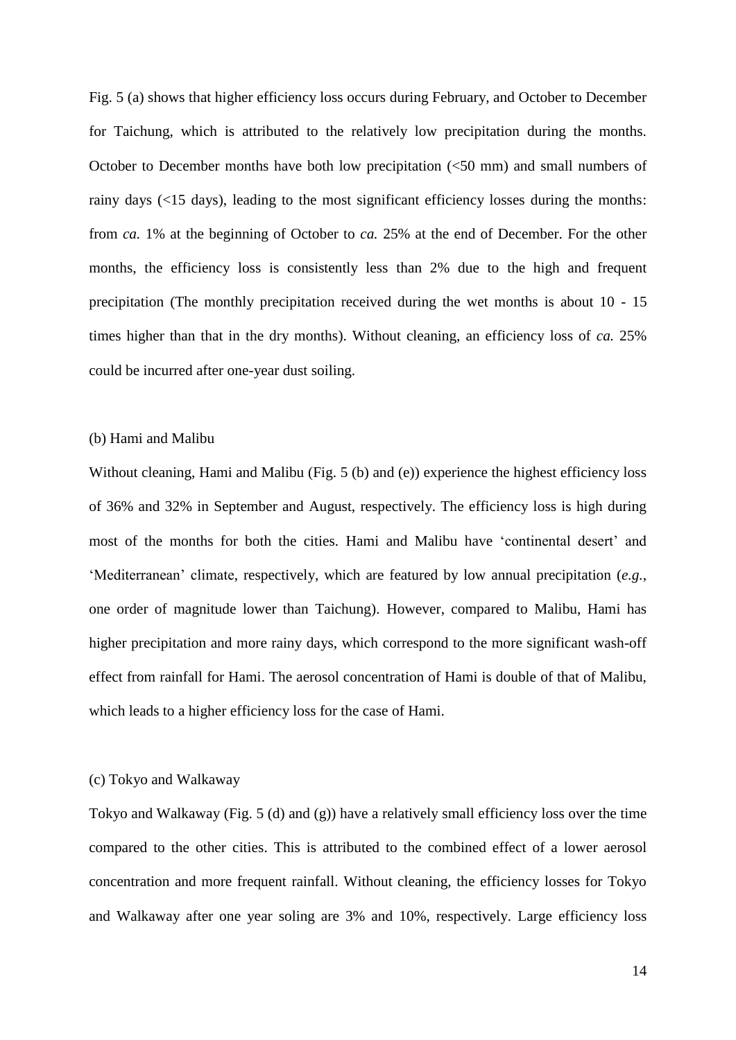Fig. 5 (a) shows that higher efficiency loss occurs during February, and October to December for Taichung, which is attributed to the relatively low precipitation during the months. October to December months have both low precipitation (<50 mm) and small numbers of rainy days (<15 days), leading to the most significant efficiency losses during the months: from *ca.* 1% at the beginning of October to *ca.* 25% at the end of December. For the other months, the efficiency loss is consistently less than 2% due to the high and frequent precipitation (The monthly precipitation received during the wet months is about 10 - 15 times higher than that in the dry months). Without cleaning, an efficiency loss of *ca.* 25% could be incurred after one-year dust soiling.

(b) Hami and Malibu

Without cleaning, Hami and Malibu (Fig. 5 (b) and (e)) experience the highest efficiency loss of 36% and 32% in September and August, respectively. The efficiency loss is high during most of the months for both the cities. Hami and Malibu have 'continental desert' and 'Mediterranean' climate, respectively, which are featured by low annual precipitation (*e.g.*, one order of magnitude lower than Taichung). However, compared to Malibu, Hami has higher precipitation and more rainy days, which correspond to the more significant wash-off effect from rainfall for Hami. The aerosol concentration of Hami is double of that of Malibu, which leads to a higher efficiency loss for the case of Hami.

(c) Tokyo and Walkaway

Tokyo and Walkaway (Fig. 5 (d) and (g)) have a relatively small efficiency loss over the time compared to the other cities. This is attributed to the combined effect of a lower aerosol concentration and more frequent rainfall. Without cleaning, the efficiency losses for Tokyo and Walkaway after one year soling are 3% and 10%, respectively. Large efficiency loss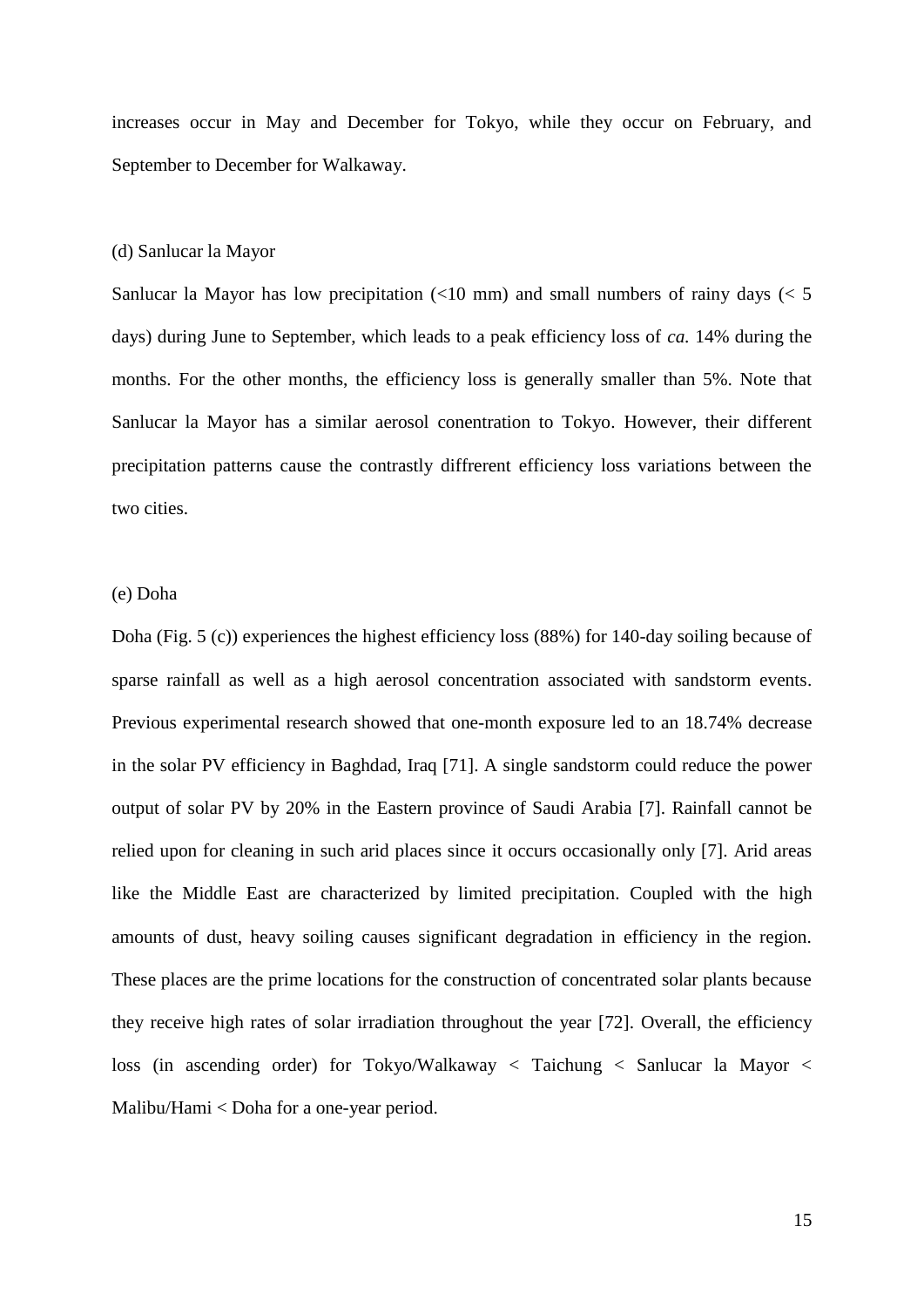increases occur in May and December for Tokyo, while they occur on February, and September to December for Walkaway.

(d) Sanlucar la Mayor

Sanlucar la Mayor has low precipitation (<10 mm) and small numbers of rainy days (< 5 days) during June to September, which leads to a peak efficiency loss of *ca.* 14% during the months. For the other months, the efficiency loss is generally smaller than 5%. Note that Sanlucar la Mayor has a similar aerosol conentration to Tokyo. However, their different precipitation patterns cause the contrastly diffrerent efficiency loss variations between the two cities.

(e) Doha

Doha (Fig. 5 (c)) experiences the highest efficiency loss (88%) for 140-day soiling because of sparse rainfall as well as a high aerosol concentration associated with sandstorm events. Previous experimental research showed that one-month exposure led to an 18.74% decrease in the solar PV efficiency in Baghdad, Iraq [71]. A single sandstorm could reduce the power output of solar PV by 20% in the Eastern province of Saudi Arabia [7]. Rainfall cannot be relied upon for cleaning in such arid places since it occurs occasionally only [7]. Arid areas like the Middle East are characterized by limited precipitation. Coupled with the high amounts of dust, heavy soiling causes significant degradation in efficiency in the region. These places are the prime locations for the construction of concentrated solar plants because they receive high rates of solar irradiation throughout the year [72]. Overall, the efficiency loss (in ascending order) for Tokyo/Walkaway < Taichung < Sanlucar la Mayor < Malibu/Hami < Doha for a one-year period.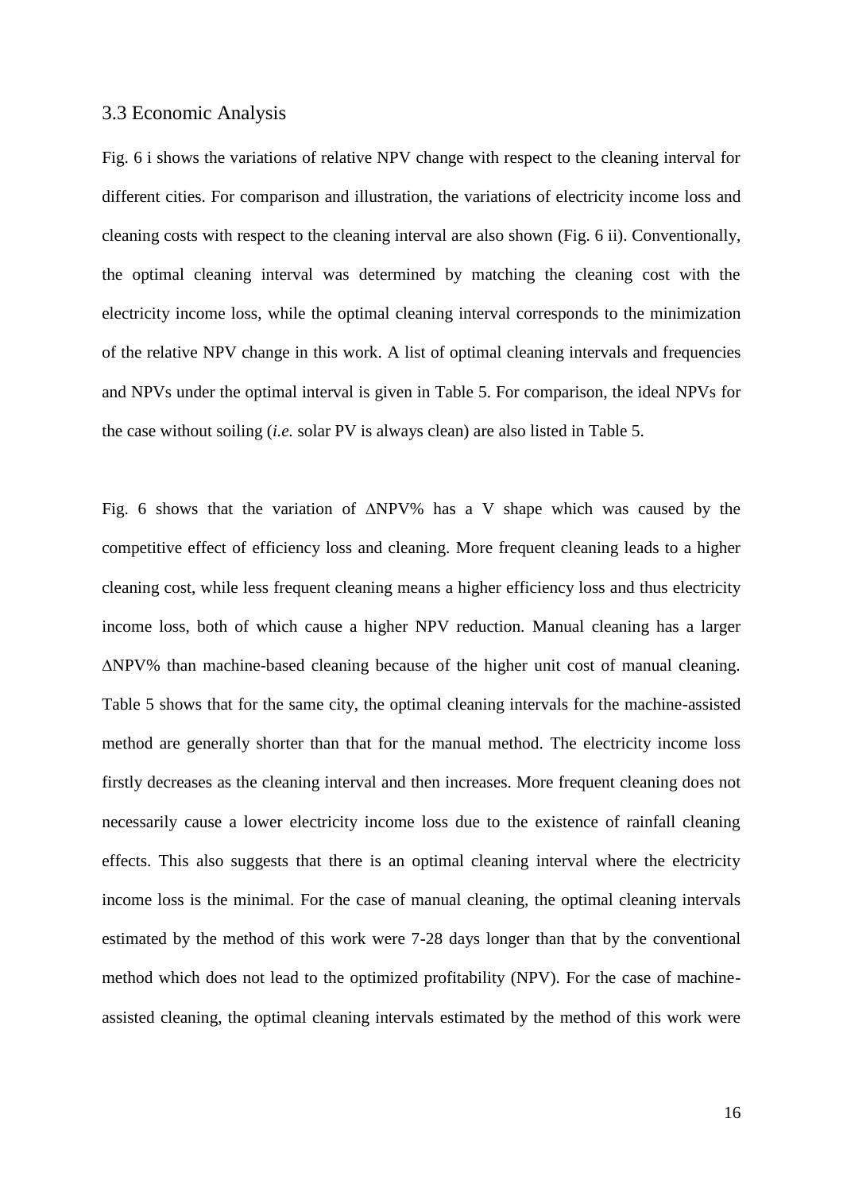### 3.3 Economic Analysis

Fig. 6 i shows the variations of relative NPV change with respect to the cleaning interval for different cities. For comparison and illustration, the variations of electricity income loss and cleaning costs with respect to the cleaning interval are also shown (Fig. 6 ii). Conventionally, the optimal cleaning interval was determined by matching the cleaning cost with the electricity income loss, while the optimal cleaning interval corresponds to the minimization of the relative NPV change in this work. A list of optimal cleaning intervals and frequencies and NPVs under the optimal interval is given in Table 5. For comparison, the ideal NPVs for the case without soiling (*i.e.* solar PV is always clean) are also listed in Table 5.

Fig. 6 shows that the variation of $\Delta$NPV% has a V shape which was caused by the competitive effect of efficiency loss and cleaning. More frequent cleaning leads to a higher cleaning cost, while less frequent cleaning means a higher efficiency loss and thus electricity income loss, both of which cause a higher NPV reduction. Manual cleaning has a larger $\Delta$NPV% than machine-based cleaning because of the higher unit cost of manual cleaning. Table 5 shows that for the same city, the optimal cleaning intervals for the machine-assisted method are generally shorter than that for the manual method. The electricity income loss firstly decreases as the cleaning interval and then increases. More frequent cleaning does not necessarily cause a lower electricity income loss due to the existence of rainfall cleaning effects. This also suggests that there is an optimal cleaning interval where the electricity income loss is the minimal. For the case of manual cleaning, the optimal cleaning intervals estimated by the method of this work were 7-28 days longer than that by the conventional method which does not lead to the optimized profitability (NPV). For the case of machine-assisted cleaning, the optimal cleaning intervals estimated by the method of this work were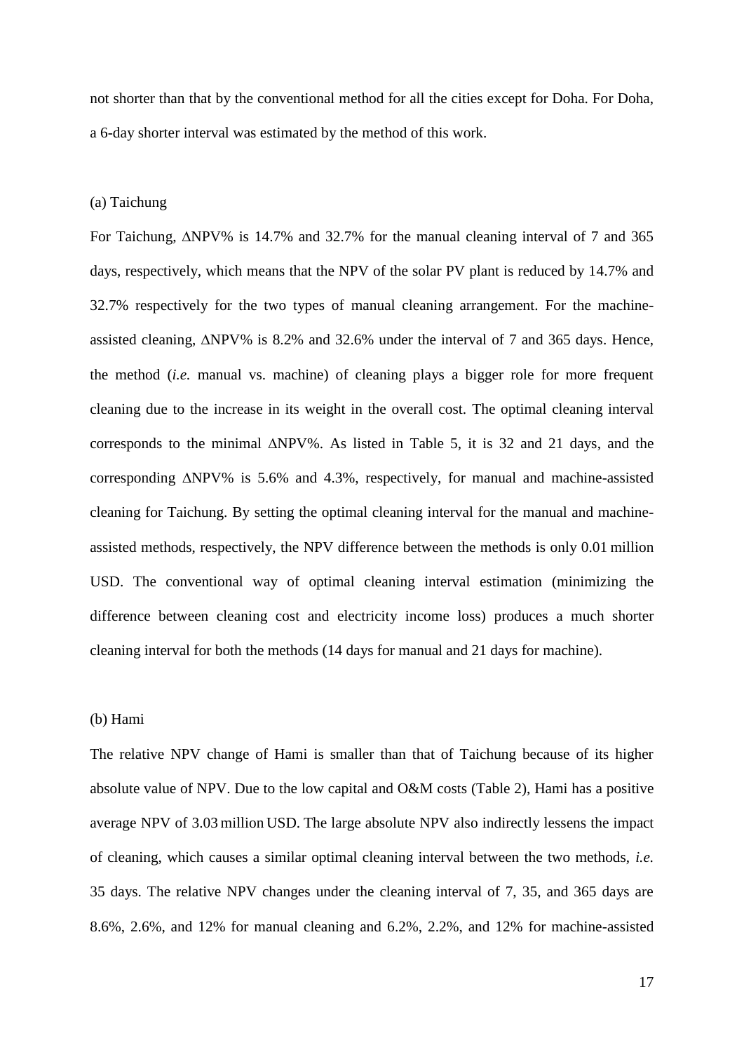not shorter than that by the conventional method for all the cities except for Doha. For Doha, a 6-day shorter interval was estimated by the method of this work.

(a) Taichung

For Taichung, ΔNPV% is 14.7% and 32.7% for the manual cleaning interval of 7 and 365 days, respectively, which means that the NPV of the solar PV plant is reduced by 14.7% and 32.7% respectively for the two types of manual cleaning arrangement. For the machine-assisted cleaning, ΔNPV% is 8.2% and 32.6% under the interval of 7 and 365 days. Hence, the method (*i.e.* manual vs. machine) of cleaning plays a bigger role for more frequent cleaning due to the increase in its weight in the overall cost. The optimal cleaning interval corresponds to the minimal ΔNPV%. As listed in Table 5, it is 32 and 21 days, and the corresponding ΔNPV% is 5.6% and 4.3%, respectively, for manual and machine-assisted cleaning for Taichung. By setting the optimal cleaning interval for the manual and machine-assisted methods, respectively, the NPV difference between the methods is only 0.01 million USD. The conventional way of optimal cleaning interval estimation (minimizing the difference between cleaning cost and electricity income loss) produces a much shorter cleaning interval for both the methods (14 days for manual and 21 days for machine).

(b) Hami

The relative NPV change of Hami is smaller than that of Taichung because of its higher absolute value of NPV. Due to the low capital and O&M costs (Table 2), Hami has a positive average NPV of 3.03 million USD. The large absolute NPV also indirectly lessens the impact of cleaning, which causes a similar optimal cleaning interval between the two methods, *i.e.* 35 days. The relative NPV changes under the cleaning interval of 7, 35, and 365 days are 8.6%, 2.6%, and 12% for manual cleaning and 6.2%, 2.2%, and 12% for machine-assisted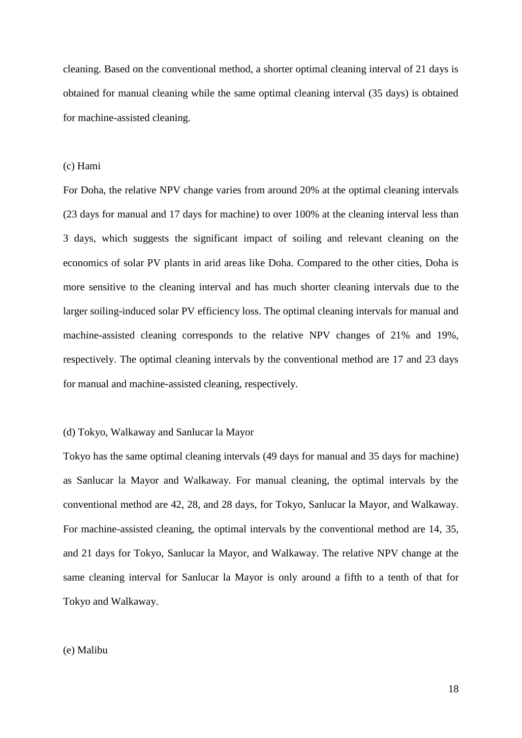cleaning. Based on the conventional method, a shorter optimal cleaning interval of 21 days is obtained for manual cleaning while the same optimal cleaning interval (35 days) is obtained for machine-assisted cleaning.

(c) Hami

For Doha, the relative NPV change varies from around 20% at the optimal cleaning intervals (23 days for manual and 17 days for machine) to over 100% at the cleaning interval less than 3 days, which suggests the significant impact of soiling and relevant cleaning on the economics of solar PV plants in arid areas like Doha. Compared to the other cities, Doha is more sensitive to the cleaning interval and has much shorter cleaning intervals due to the larger soiling-induced solar PV efficiency loss. The optimal cleaning intervals for manual and machine-assisted cleaning corresponds to the relative NPV changes of 21% and 19%, respectively. The optimal cleaning intervals by the conventional method are 17 and 23 days for manual and machine-assisted cleaning, respectively.

(d) Tokyo, Walkaway and Sanlucar la Mayor

Tokyo has the same optimal cleaning intervals (49 days for manual and 35 days for machine) as Sanlucar la Mayor and Walkaway. For manual cleaning, the optimal intervals by the conventional method are 42, 28, and 28 days, for Tokyo, Sanlucar la Mayor, and Walkaway. For machine-assisted cleaning, the optimal intervals by the conventional method are 14, 35, and 21 days for Tokyo, Sanlucar la Mayor, and Walkaway. The relative NPV change at the same cleaning interval for Sanlucar la Mayor is only around a fifth to a tenth of that for Tokyo and Walkaway.

(e) Malibu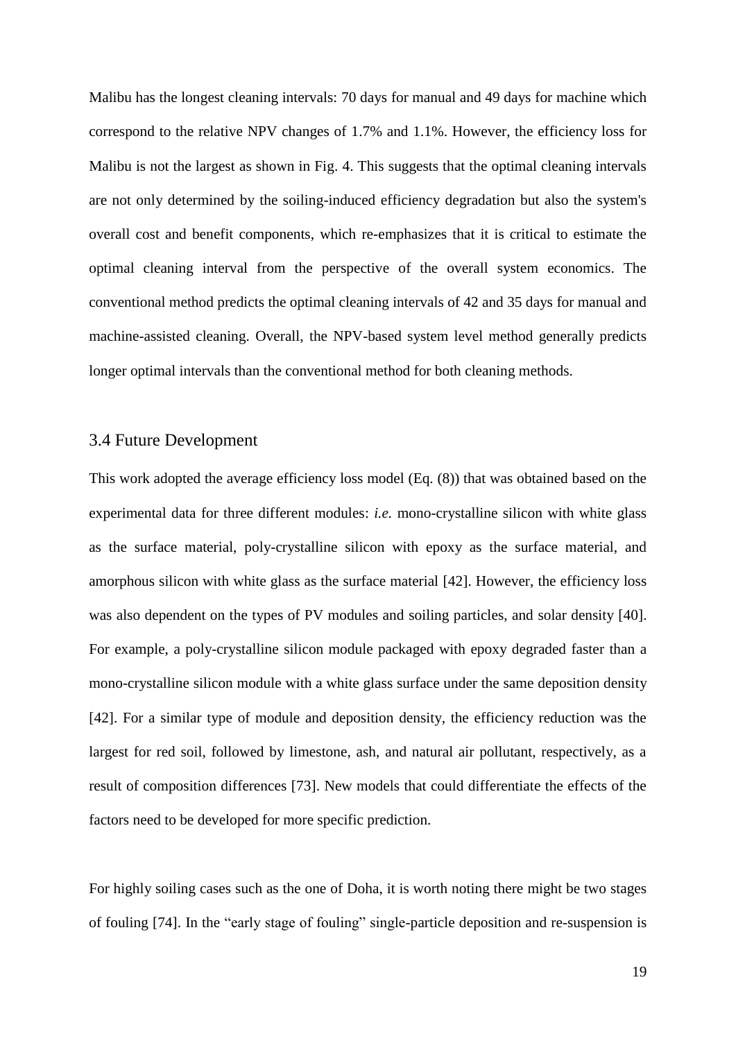Malibu has the longest cleaning intervals: 70 days for manual and 49 days for machine which correspond to the relative NPV changes of 1.7% and 1.1%. However, the efficiency loss for Malibu is not the largest as shown in Fig. 4. This suggests that the optimal cleaning intervals are not only determined by the soiling-induced efficiency degradation but also the system's overall cost and benefit components, which re-emphasizes that it is critical to estimate the optimal cleaning interval from the perspective of the overall system economics. The conventional method predicts the optimal cleaning intervals of 42 and 35 days for manual and machine-assisted cleaning. Overall, the NPV-based system level method generally predicts longer optimal intervals than the conventional method for both cleaning methods.

### 3.4 Future Development

This work adopted the average efficiency loss model (Eq. (8)) that was obtained based on the experimental data for three different modules: *i.e.* mono-crystalline silicon with white glass as the surface material, poly-crystalline silicon with epoxy as the surface material, and amorphous silicon with white glass as the surface material [42]. However, the efficiency loss was also dependent on the types of PV modules and soiling particles, and solar density [40]. For example, a poly-crystalline silicon module packaged with epoxy degraded faster than a mono-crystalline silicon module with a white glass surface under the same deposition density [42]. For a similar type of module and deposition density, the efficiency reduction was the largest for red soil, followed by limestone, ash, and natural air pollutant, respectively, as a result of composition differences [73]. New models that could differentiate the effects of the factors need to be developed for more specific prediction.

For highly soiling cases such as the one of Doha, it is worth noting there might be two stages of fouling [74]. In the "early stage of fouling" single-particle deposition and re-suspension is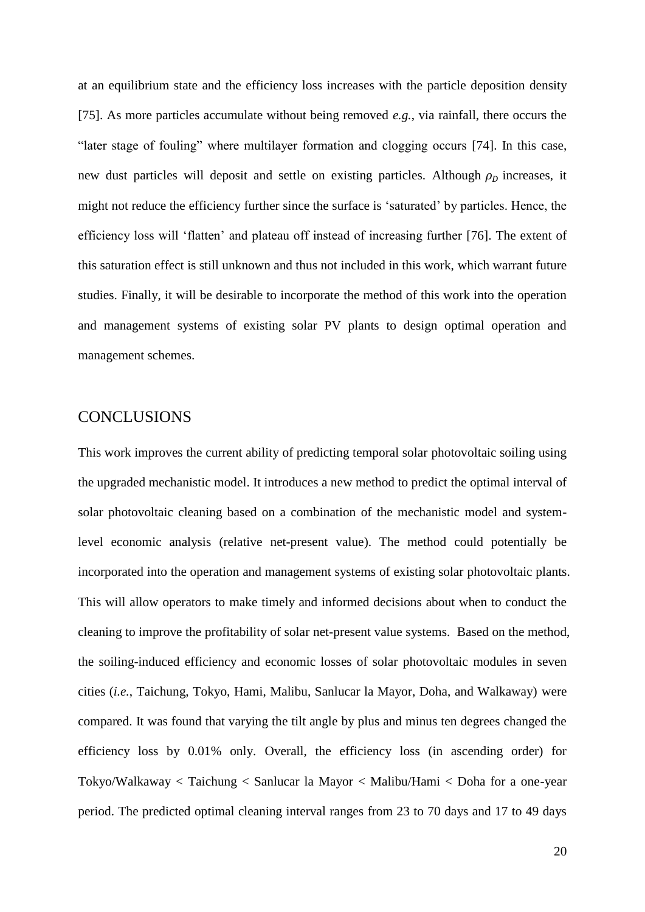at an equilibrium state and the efficiency loss increases with the particle deposition density [75]. As more particles accumulate without being removed *e.g.*, via rainfall, there occurs the "later stage of fouling" where multilayer formation and clogging occurs [74]. In this case, new dust particles will deposit and settle on existing particles. Although $\rho_D$ increases, it might not reduce the efficiency further since the surface is 'saturated' by particles. Hence, the efficiency loss will 'flatten' and plateau off instead of increasing further [76]. The extent of this saturation effect is still unknown and thus not included in this work, which warrant future studies. Finally, it will be desirable to incorporate the method of this work into the operation and management systems of existing solar PV plants to design optimal operation and management schemes.

## CONCLUSIONS

This work improves the current ability of predicting temporal solar photovoltaic soiling using the upgraded mechanistic model. It introduces a new method to predict the optimal interval of solar photovoltaic cleaning based on a combination of the mechanistic model and system-level economic analysis (relative net-present value). The method could potentially be incorporated into the operation and management systems of existing solar photovoltaic plants. This will allow operators to make timely and informed decisions about when to conduct the cleaning to improve the profitability of solar net-present value systems. Based on the method, the soiling-induced efficiency and economic losses of solar photovoltaic modules in seven cities (*i.e.*, Taichung, Tokyo, Hami, Malibu, Sanlucar la Mayor, Doha, and Walkaway) were compared. It was found that varying the tilt angle by plus and minus ten degrees changed the efficiency loss by 0.01% only. Overall, the efficiency loss (in ascending order) for Tokyo/Walkaway < Taichung < Sanlucar la Mayor < Malibu/Hami < Doha for a one-year period. The predicted optimal cleaning interval ranges from 23 to 70 days and 17 to 49 days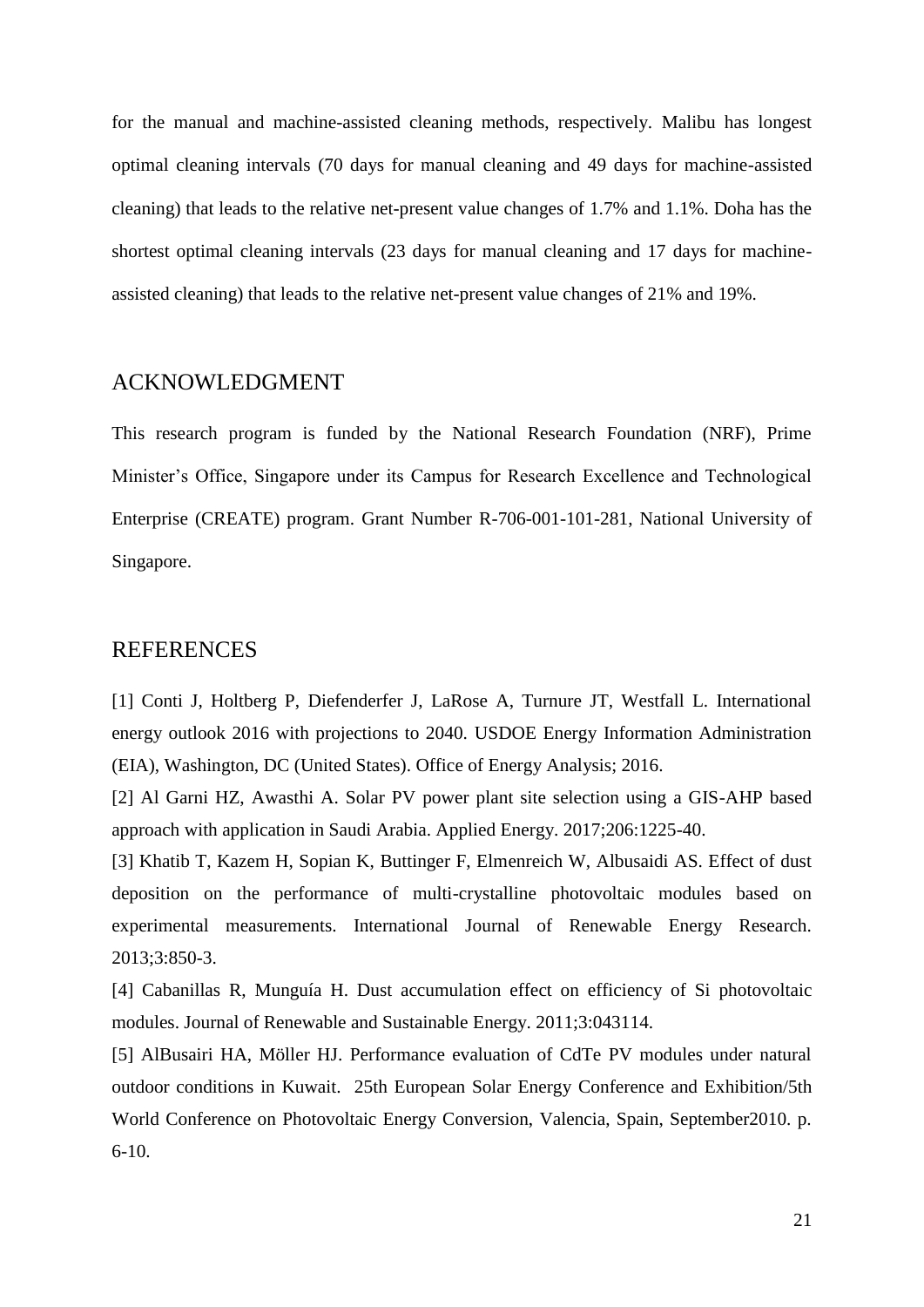for the manual and machine-assisted cleaning methods, respectively. Malibu has longest optimal cleaning intervals (70 days for manual cleaning and 49 days for machine-assisted cleaning) that leads to the relative net-present value changes of 1.7% and 1.1%. Doha has the shortest optimal cleaning intervals (23 days for manual cleaning and 17 days for machine-assisted cleaning) that leads to the relative net-present value changes of 21% and 19%.

## ACKNOWLEDGMENT

This research program is funded by the National Research Foundation (NRF), Prime Minister's Office, Singapore under its Campus for Research Excellence and Technological Enterprise (CREATE) program. Grant Number R-706-001-101-281, National University of Singapore.

## REFERENCES

[1] Conti J, Holtberg P, Diefenderfer J, LaRose A, Turnure JT, Westfall L. International energy outlook 2016 with projections to 2040. USDOE Energy Information Administration (EIA), Washington, DC (United States). Office of Energy Analysis; 2016.

[2] Al Garni HZ, Awasthi A. Solar PV power plant site selection using a GIS-AHP based approach with application in Saudi Arabia. Applied Energy. 2017;206:1225-40.

[3] Khatib T, Kazem H, Sopian K, Buttinger F, Elmenreich W, Albusaidi AS. Effect of dust deposition on the performance of multi-crystalline photovoltaic modules based on experimental measurements. International Journal of Renewable Energy Research. 2013;3:850-3.

[4] Cabanillas R, Munguía H. Dust accumulation effect on efficiency of Si photovoltaic modules. Journal of Renewable and Sustainable Energy. 2011;3:043114.

[5] AlBusairi HA, Möller HJ. Performance evaluation of CdTe PV modules under natural outdoor conditions in Kuwait. 25th European Solar Energy Conference and Exhibition/5th World Conference on Photovoltaic Energy Conversion, Valencia, Spain, September2010. p. 6-10.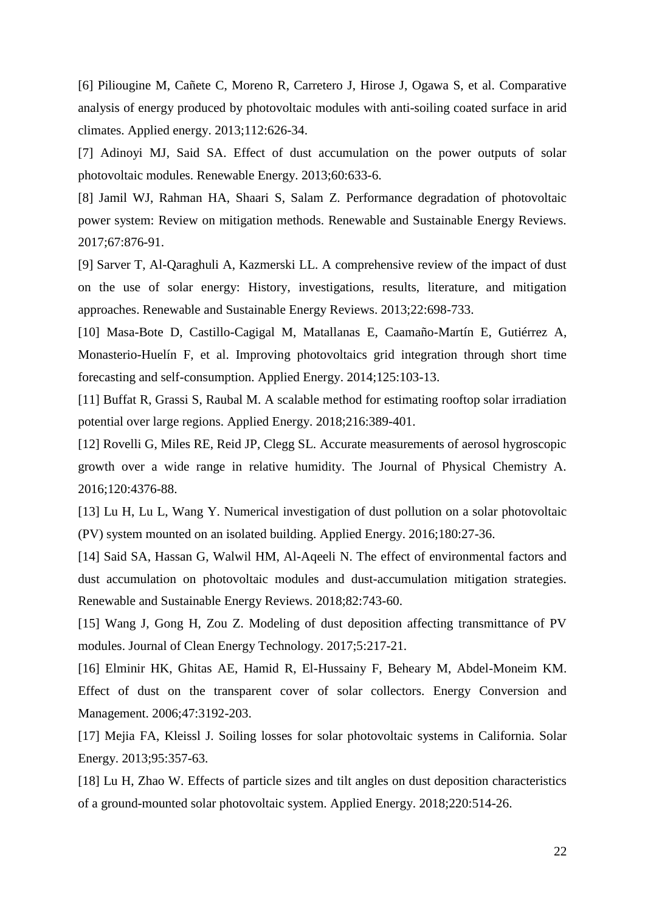[6] Piliougine M, Cañete C, Moreno R, Carretero J, Hirose J, Ogawa S, et al. Comparative analysis of energy produced by photovoltaic modules with anti-soiling coated surface in arid climates. Applied energy. 2013;112:626-34.

[7] Adinoyi MJ, Said SA. Effect of dust accumulation on the power outputs of solar photovoltaic modules. Renewable Energy. 2013;60:633-6.

[8] Jamil WJ, Rahman HA, Shaari S, Salam Z. Performance degradation of photovoltaic power system: Review on mitigation methods. Renewable and Sustainable Energy Reviews. 2017;67:876-91.

[9] Sarver T, Al-Qaraghuli A, Kazmerski LL. A comprehensive review of the impact of dust on the use of solar energy: History, investigations, results, literature, and mitigation approaches. Renewable and Sustainable Energy Reviews. 2013;22:698-733.

[10] Masa-Bote D, Castillo-Cagigal M, Matallanas E, Caamaño-Martín E, Gutiérrez A, Monasterio-Huelín F, et al. Improving photovoltaics grid integration through short time forecasting and self-consumption. Applied Energy. 2014;125:103-13.

[11] Buffat R, Grassi S, Raubal M. A scalable method for estimating rooftop solar irradiation potential over large regions. Applied Energy. 2018;216:389-401.

[12] Rovelli G, Miles RE, Reid JP, Clegg SL. Accurate measurements of aerosol hygroscopic growth over a wide range in relative humidity. The Journal of Physical Chemistry A. 2016;120:4376-88.

[13] Lu H, Lu L, Wang Y. Numerical investigation of dust pollution on a solar photovoltaic (PV) system mounted on an isolated building. Applied Energy. 2016;180:27-36.

[14] Said SA, Hassan G, Walwil HM, Al-Aqeeli N. The effect of environmental factors and dust accumulation on photovoltaic modules and dust-accumulation mitigation strategies. Renewable and Sustainable Energy Reviews. 2018;82:743-60.

[15] Wang J, Gong H, Zou Z. Modeling of dust deposition affecting transmittance of PV modules. Journal of Clean Energy Technology. 2017;5:217-21.

[16] Elminir HK, Ghitas AE, Hamid R, El-Hussainy F, Beheary M, Abdel-Moneim KM. Effect of dust on the transparent cover of solar collectors. Energy Conversion and Management. 2006;47:3192-203.

[17] Mejia FA, Kleissl J. Soiling losses for solar photovoltaic systems in California. Solar Energy. 2013;95:357-63.

[18] Lu H, Zhao W. Effects of particle sizes and tilt angles on dust deposition characteristics of a ground-mounted solar photovoltaic system. Applied Energy. 2018;220:514-26.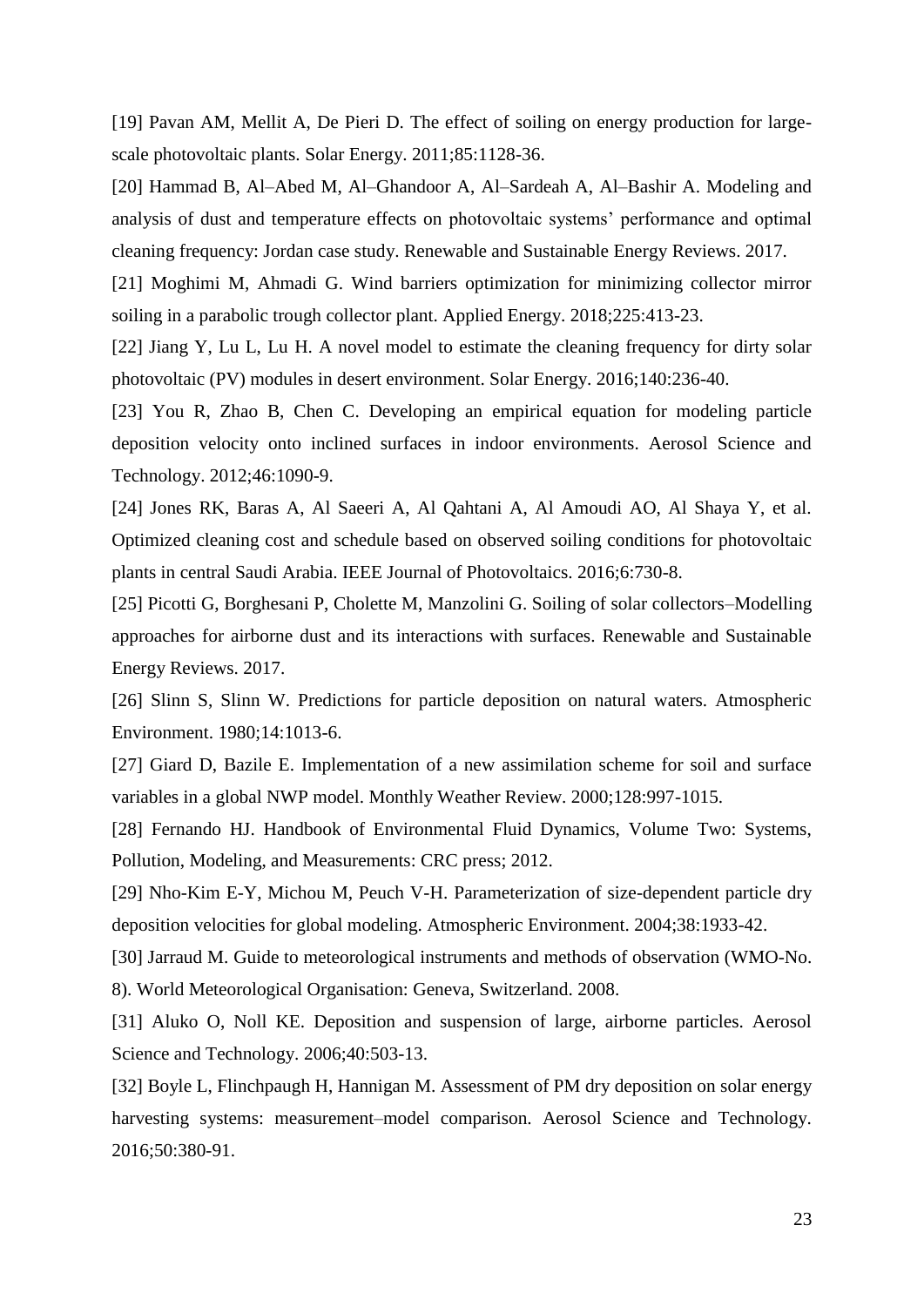[19] Pavan AM, Mellit A, De Pieri D. The effect of soiling on energy production for large-scale photovoltaic plants. Solar Energy. 2011;85:1128-36.

[20] Hammad B, Al–Abed M, Al–Ghandoor A, Al–Sardeah A, Al–Bashir A. Modeling and analysis of dust and temperature effects on photovoltaic systems' performance and optimal cleaning frequency: Jordan case study. Renewable and Sustainable Energy Reviews. 2017.

[21] Moghimi M, Ahmadi G. Wind barriers optimization for minimizing collector mirror soiling in a parabolic trough collector plant. Applied Energy. 2018;225:413-23.

[22] Jiang Y, Lu L, Lu H. A novel model to estimate the cleaning frequency for dirty solar photovoltaic (PV) modules in desert environment. Solar Energy. 2016;140:236-40.

[23] You R, Zhao B, Chen C. Developing an empirical equation for modeling particle deposition velocity onto inclined surfaces in indoor environments. Aerosol Science and Technology. 2012;46:1090-9.

[24] Jones RK, Baras A, Al Saeeri A, Al Qahtani A, Al Amoudi AO, Al Shaya Y, et al. Optimized cleaning cost and schedule based on observed soiling conditions for photovoltaic plants in central Saudi Arabia. IEEE Journal of Photovoltaics. 2016;6:730-8.

[25] Picotti G, Borghesani P, Cholette M, Manzolini G. Soiling of solar collectors–Modelling approaches for airborne dust and its interactions with surfaces. Renewable and Sustainable Energy Reviews. 2017.

[26] Slinn S, Slinn W. Predictions for particle deposition on natural waters. Atmospheric Environment. 1980;14:1013-6.

[27] Giard D, Bazile E. Implementation of a new assimilation scheme for soil and surface variables in a global NWP model. Monthly Weather Review. 2000;128:997-1015.

[28] Fernando HJ. Handbook of Environmental Fluid Dynamics, Volume Two: Systems, Pollution, Modeling, and Measurements: CRC press; 2012.

[29] Nho-Kim E-Y, Michou M, Peuch V-H. Parameterization of size-dependent particle dry deposition velocities for global modeling. Atmospheric Environment. 2004;38:1933-42.

[30] Jarraud M. Guide to meteorological instruments and methods of observation (WMO-No. 8). World Meteorological Organisation: Geneva, Switzerland. 2008.

[31] Aluko O, Noll KE. Deposition and suspension of large, airborne particles. Aerosol Science and Technology. 2006;40:503-13.

[32] Boyle L, Flinchpaugh H, Hannigan M. Assessment of PM dry deposition on solar energy harvesting systems: measurement–model comparison. Aerosol Science and Technology. 2016;50:380-91.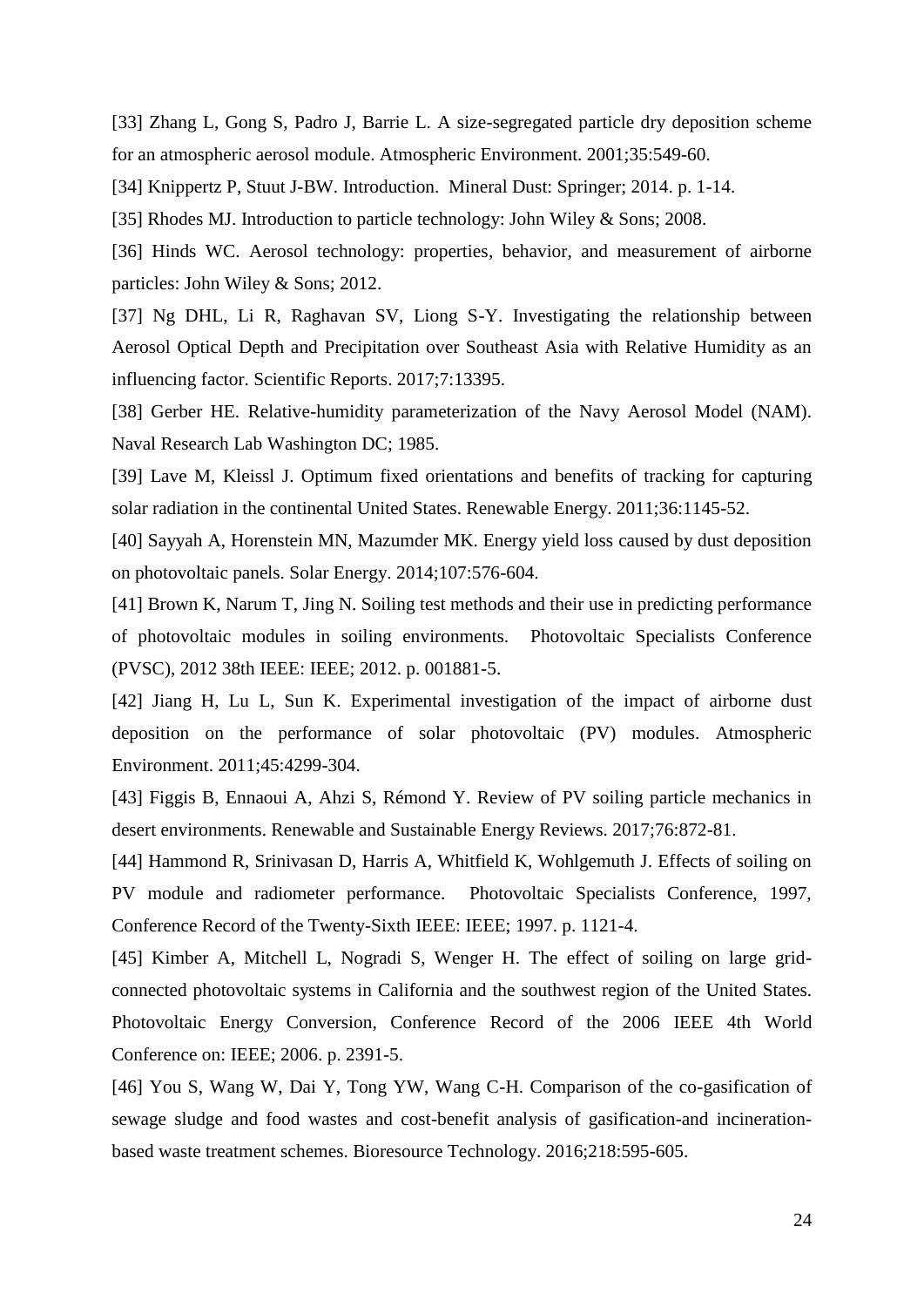[33] Zhang L, Gong S, Padro J, Barrie L. A size-segregated particle dry deposition scheme for an atmospheric aerosol module. Atmospheric Environment. 2001;35:549-60.

[34] Knippertz P, Stuut J-BW. Introduction. Mineral Dust: Springer; 2014. p. 1-14.

[35] Rhodes MJ. Introduction to particle technology: John Wiley & Sons; 2008.

[36] Hinds WC. Aerosol technology: properties, behavior, and measurement of airborne particles: John Wiley & Sons; 2012.

[37] Ng DHL, Li R, Raghavan SV, Liong S-Y. Investigating the relationship between Aerosol Optical Depth and Precipitation over Southeast Asia with Relative Humidity as an influencing factor. Scientific Reports. 2017;7:13395.

[38] Gerber HE. Relative-humidity parameterization of the Navy Aerosol Model (NAM). Naval Research Lab Washington DC; 1985.

[39] Lave M, Kleissl J. Optimum fixed orientations and benefits of tracking for capturing solar radiation in the continental United States. Renewable Energy. 2011;36:1145-52.

[40] Sayyah A, Horenstein MN, Mazumder MK. Energy yield loss caused by dust deposition on photovoltaic panels. Solar Energy. 2014;107:576-604.

[41] Brown K, Narum T, Jing N. Soiling test methods and their use in predicting performance of photovoltaic modules in soiling environments. Photovoltaic Specialists Conference (PVSC), 2012 38th IEEE: IEEE; 2012. p. 001881-5.

[42] Jiang H, Lu L, Sun K. Experimental investigation of the impact of airborne dust deposition on the performance of solar photovoltaic (PV) modules. Atmospheric Environment. 2011;45:4299-304.

[43] Figgis B, Ennaoui A, Ahzi S, Rémond Y. Review of PV soiling particle mechanics in desert environments. Renewable and Sustainable Energy Reviews. 2017;76:872-81.

[44] Hammond R, Srinivasan D, Harris A, Whitfield K, Wohlgemuth J. Effects of soiling on PV module and radiometer performance. Photovoltaic Specialists Conference, 1997, Conference Record of the Twenty-Sixth IEEE: IEEE; 1997. p. 1121-4.

[45] Kimber A, Mitchell L, Nogradi S, Wenger H. The effect of soiling on large grid-connected photovoltaic systems in California and the southwest region of the United States. Photovoltaic Energy Conversion, Conference Record of the 2006 IEEE 4th World Conference on: IEEE; 2006. p. 2391-5.

[46] You S, Wang W, Dai Y, Tong YW, Wang C-H. Comparison of the co-gasification of sewage sludge and food wastes and cost-benefit analysis of gasification-and incineration-based waste treatment schemes. Bioresource Technology. 2016;218:595-605.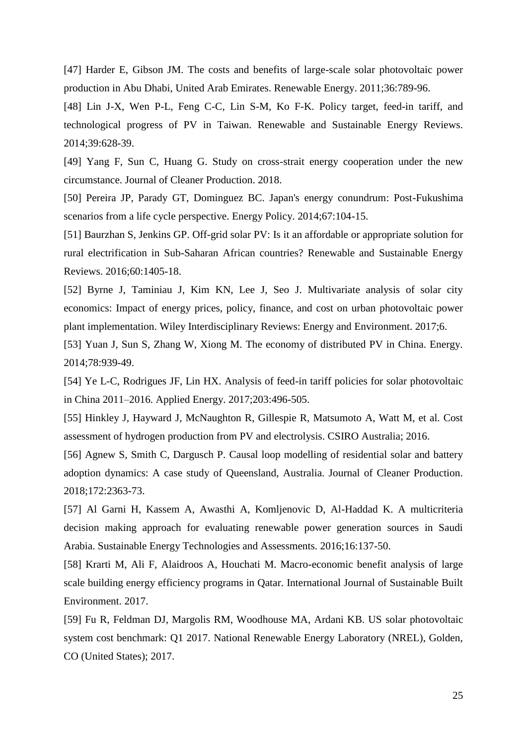[47] Harder E, Gibson JM. The costs and benefits of large-scale solar photovoltaic power production in Abu Dhabi, United Arab Emirates. Renewable Energy. 2011;36:789-96.

[48] Lin J-X, Wen P-L, Feng C-C, Lin S-M, Ko F-K. Policy target, feed-in tariff, and technological progress of PV in Taiwan. Renewable and Sustainable Energy Reviews. 2014;39:628-39.

[49] Yang F, Sun C, Huang G. Study on cross-strait energy cooperation under the new circumstance. Journal of Cleaner Production. 2018.

[50] Pereira JP, Parady GT, Dominguez BC. Japan's energy conundrum: Post-Fukushima scenarios from a life cycle perspective. Energy Policy. 2014;67:104-15.

[51] Baurzhan S, Jenkins GP. Off-grid solar PV: Is it an affordable or appropriate solution for rural electrification in Sub-Saharan African countries? Renewable and Sustainable Energy Reviews. 2016;60:1405-18.

[52] Byrne J, Taminiau J, Kim KN, Lee J, Seo J. Multivariate analysis of solar city economics: Impact of energy prices, policy, finance, and cost on urban photovoltaic power plant implementation. Wiley Interdisciplinary Reviews: Energy and Environment. 2017;6.

[53] Yuan J, Sun S, Zhang W, Xiong M. The economy of distributed PV in China. Energy. 2014;78:939-49.

[54] Ye L-C, Rodrigues JF, Lin HX. Analysis of feed-in tariff policies for solar photovoltaic in China 2011–2016. Applied Energy. 2017;203:496-505.

[55] Hinkley J, Hayward J, McNaughton R, Gillespie R, Matsumoto A, Watt M, et al. Cost assessment of hydrogen production from PV and electrolysis. CSIRO Australia; 2016.

[56] Agnew S, Smith C, Dargusch P. Causal loop modelling of residential solar and battery adoption dynamics: A case study of Queensland, Australia. Journal of Cleaner Production. 2018;172:2363-73.

[57] Al Garni H, Kassem A, Awasthi A, Komljenovic D, Al-Haddad K. A multicriteria decision making approach for evaluating renewable power generation sources in Saudi Arabia. Sustainable Energy Technologies and Assessments. 2016;16:137-50.

[58] Krarti M, Ali F, Alaidroos A, Houchati M. Macro-economic benefit analysis of large scale building energy efficiency programs in Qatar. International Journal of Sustainable Built Environment. 2017.

[59] Fu R, Feldman DJ, Margolis RM, Woodhouse MA, Ardani KB. US solar photovoltaic system cost benchmark: Q1 2017. National Renewable Energy Laboratory (NREL), Golden, CO (United States); 2017.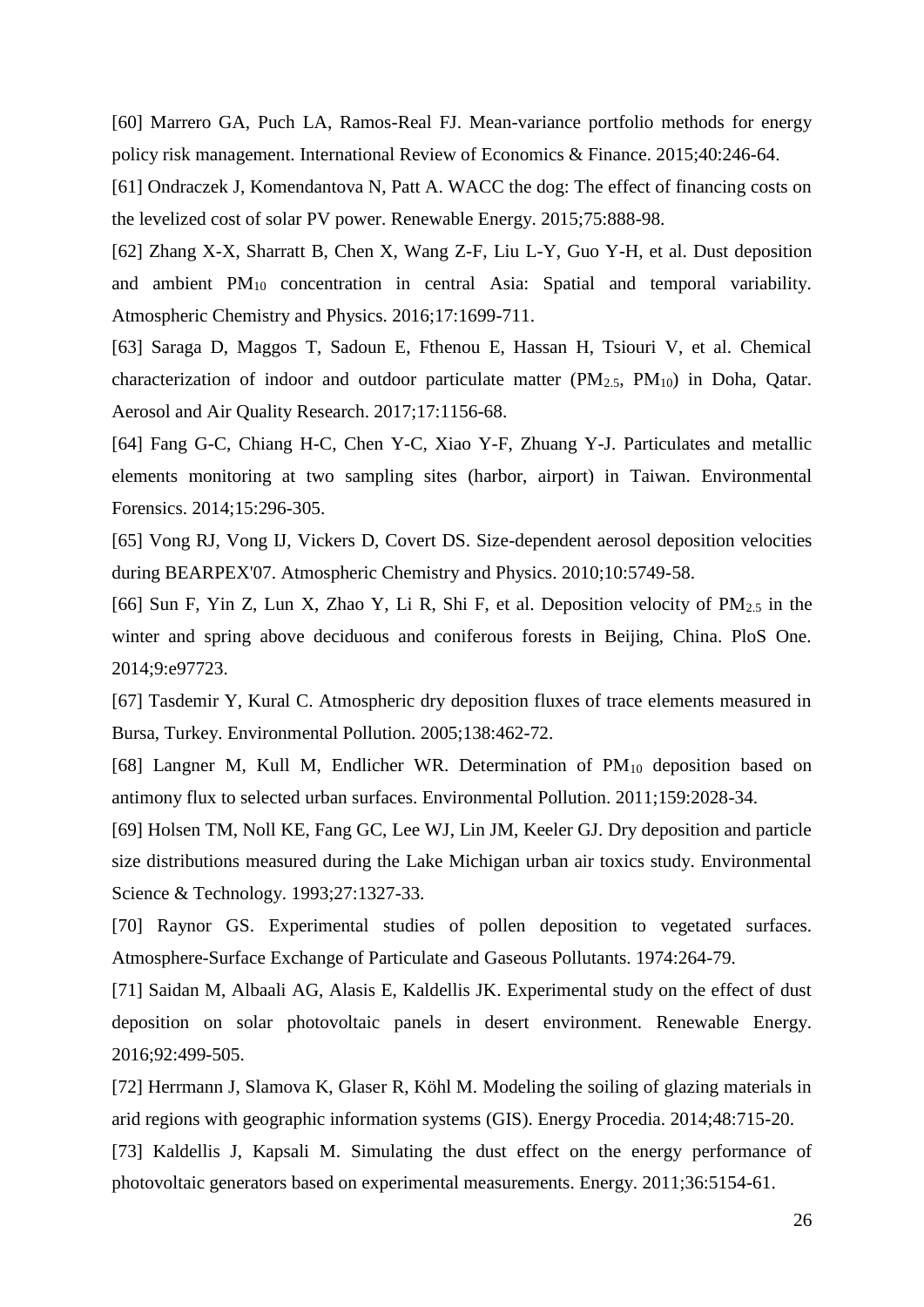[60] Marrero GA, Puch LA, Ramos-Real FJ. Mean-variance portfolio methods for energy policy risk management. International Review of Economics & Finance. 2015;40:246-64.

[61] Ondraczek J, Komendantova N, Patt A. WACC the dog: The effect of financing costs on the levelized cost of solar PV power. Renewable Energy. 2015;75:888-98.

[62] Zhang X-X, Sharratt B, Chen X, Wang Z-F, Liu L-Y, Guo Y-H, et al. Dust deposition and ambient $PM_{10}$ concentration in central Asia: Spatial and temporal variability. Atmospheric Chemistry and Physics. 2016;17:1699-711.

[63] Saraga D, Maggos T, Sadoun E, Fthenou E, Hassan H, Tsiouri V, et al. Chemical characterization of indoor and outdoor particulate matter ($PM_{2.5}$, $PM_{10}$) in Doha, Qatar. Aerosol and Air Quality Research. 2017;17:1156-68.

[64] Fang G-C, Chiang H-C, Chen Y-C, Xiao Y-F, Zhuang Y-J. Particulates and metallic elements monitoring at two sampling sites (harbor, airport) in Taiwan. Environmental Forensics. 2014;15:296-305.

[65] Vong RJ, Vong IJ, Vickers D, Covert DS. Size-dependent aerosol deposition velocities during BEARPEX'07. Atmospheric Chemistry and Physics. 2010;10:5749-58.

[66] Sun F, Yin Z, Lun X, Zhao Y, Li R, Shi F, et al. Deposition velocity of $PM_{2.5}$ in the winter and spring above deciduous and coniferous forests in Beijing, China. PloS One. 2014;9:e97723.

[67] Tasdemir Y, Kural C. Atmospheric dry deposition fluxes of trace elements measured in Bursa, Turkey. Environmental Pollution. 2005;138:462-72.

[68] Langner M, Kull M, Endlicher WR. Determination of $PM_{10}$ deposition based on antimony flux to selected urban surfaces. Environmental Pollution. 2011;159:2028-34.

[69] Holsen TM, Noll KE, Fang GC, Lee WJ, Lin JM, Keeler GJ. Dry deposition and particle size distributions measured during the Lake Michigan urban air toxics study. Environmental Science & Technology. 1993;27:1327-33.

[70] Raynor GS. Experimental studies of pollen deposition to vegetated surfaces. Atmosphere-Surface Exchange of Particulate and Gaseous Pollutants. 1974:264-79.

[71] Saidan M, Albaali AG, Alasis E, Kaldellis JK. Experimental study on the effect of dust deposition on solar photovoltaic panels in desert environment. Renewable Energy. 2016;92:499-505.

[72] Herrmann J, Slamova K, Glaser R, Köhl M. Modeling the soiling of glazing materials in arid regions with geographic information systems (GIS). Energy Procedia. 2014;48:715-20.

[73] Kaldellis J, Kapsali M. Simulating the dust effect on the energy performance of photovoltaic generators based on experimental measurements. Energy. 2011;36:5154-61.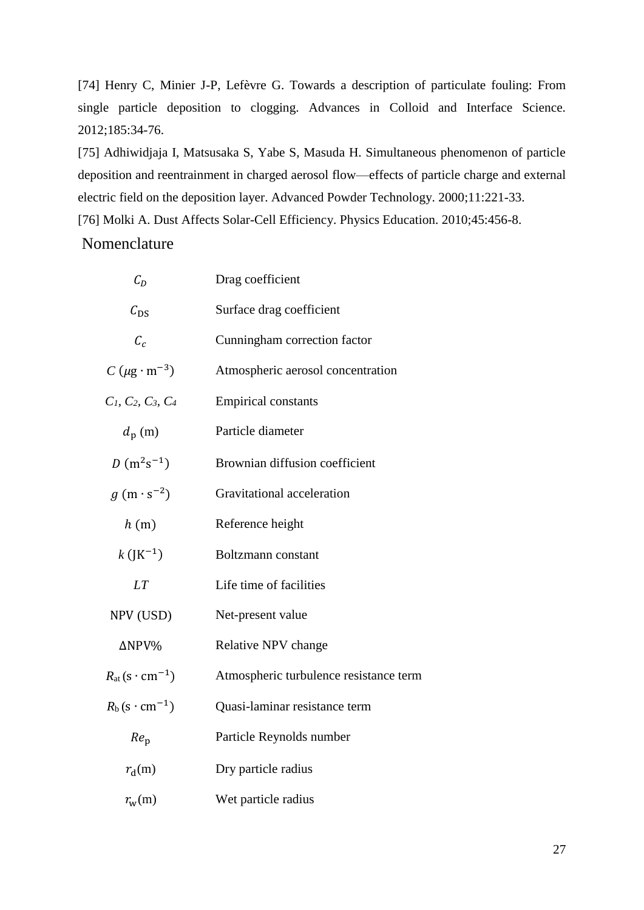[74] Henry C, Minier J-P, Lefèvre G. Towards a description of particulate fouling: From single particle deposition to clogging. Advances in Colloid and Interface Science. 2012;185:34-76.

[75] Adhiwidjaja I, Matsusaka S, Yabe S, Masuda H. Simultaneous phenomenon of particle deposition and reentrainment in charged aerosol flow—effects of particle charge and external electric field on the deposition layer. Advanced Powder Technology. 2000;11:221-33.

[76] Molki A. Dust Affects Solar-Cell Efficiency. Physics Education. 2010;45:456-8.

## Nomenclature

| | |
|---|---|
| $C_D$ | Drag coefficient |
| $C_{\mathrm{DS}}$ | Surface drag coefficient |
| $C_c$ | Cunningham correction factor |
| $C$ ($\mu\mathrm{g} \cdot \mathrm{m}^{-3}$) | Atmospheric aerosol concentration |
| $C_1$, $C_2$, $C_3$, $C_4$ | Empirical constants |
| $d_{\mathrm{p}}$ (m) | Particle diameter |
| $D$ ($\mathrm{m}^2\mathrm{s}^{-1}$) | Brownian diffusion coefficient |
| $g$ ($\mathrm{m} \cdot \mathrm{s}^{-2}$) | Gravitational acceleration |
| $h$ (m) | Reference height |
| $k$ ($\mathrm{JK}^{-1}$) | Boltzmann constant |
| $LT$ | Life time of facilities |
| NPV (USD) | Net-present value |
| ΔNPV% | Relative NPV change |
| $R_{\mathrm{at}}$ ($\mathrm{s} \cdot \mathrm{cm}^{-1}$) | Atmospheric turbulence resistance term |
| $R_{\mathrm{b}}$ ($\mathrm{s} \cdot \mathrm{cm}^{-1}$) | Quasi-laminar resistance term |
| $Re_{\mathrm{p}}$ | Particle Reynolds number |
| $r_{\mathrm{d}}$(m) | Dry particle radius |
| $r_{\mathrm{w}}$(m) | Wet particle radius |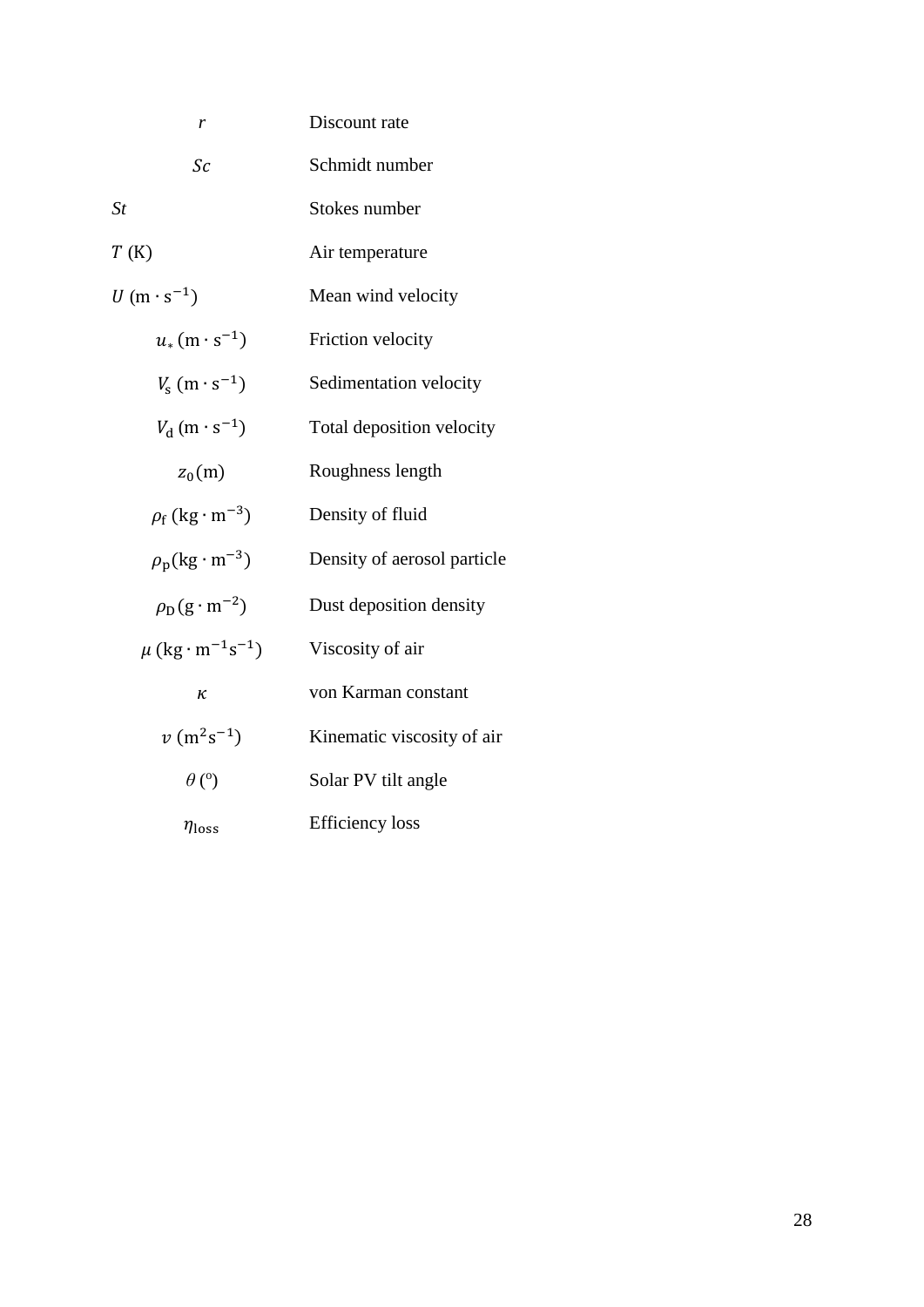| | |
|---|---|
| $r$ | Discount rate |
| $Sc$ | Schmidt number |
| $St$ | Stokes number |
| $T$ (K) | Air temperature |
| $U$ $(\mathrm{m \cdot s^{-1}})$ | Mean wind velocity |
| $u_*$ $(\mathrm{m \cdot s^{-1}})$ | Friction velocity |
| $V_\mathrm{s}$ $(\mathrm{m \cdot s^{-1}})$ | Sedimentation velocity |
| $V_\mathrm{d}$ $(\mathrm{m \cdot s^{-1}})$ | Total deposition velocity |
| $z_0$ (m) | Roughness length |
| $\rho_\mathrm{f}$ $(\mathrm{kg \cdot m^{-3}})$ | Density of fluid |
| $\rho_\mathrm{p}$ $(\mathrm{kg \cdot m^{-3}})$ | Density of aerosol particle |
| $\rho_\mathrm{D}$ $(\mathrm{g \cdot m^{-2}})$ | Dust deposition density |
| $\mu$ $(\mathrm{kg \cdot m^{-1} s^{-1}})$ | Viscosity of air |
| $\kappa$ | von Karman constant |
| $v$ $(\mathrm{m^2 s^{-1}})$ | Kinematic viscosity of air |
| $\theta$ (°) | Solar PV tilt angle |
| $\eta_\mathrm{loss}$ | Efficiency loss |